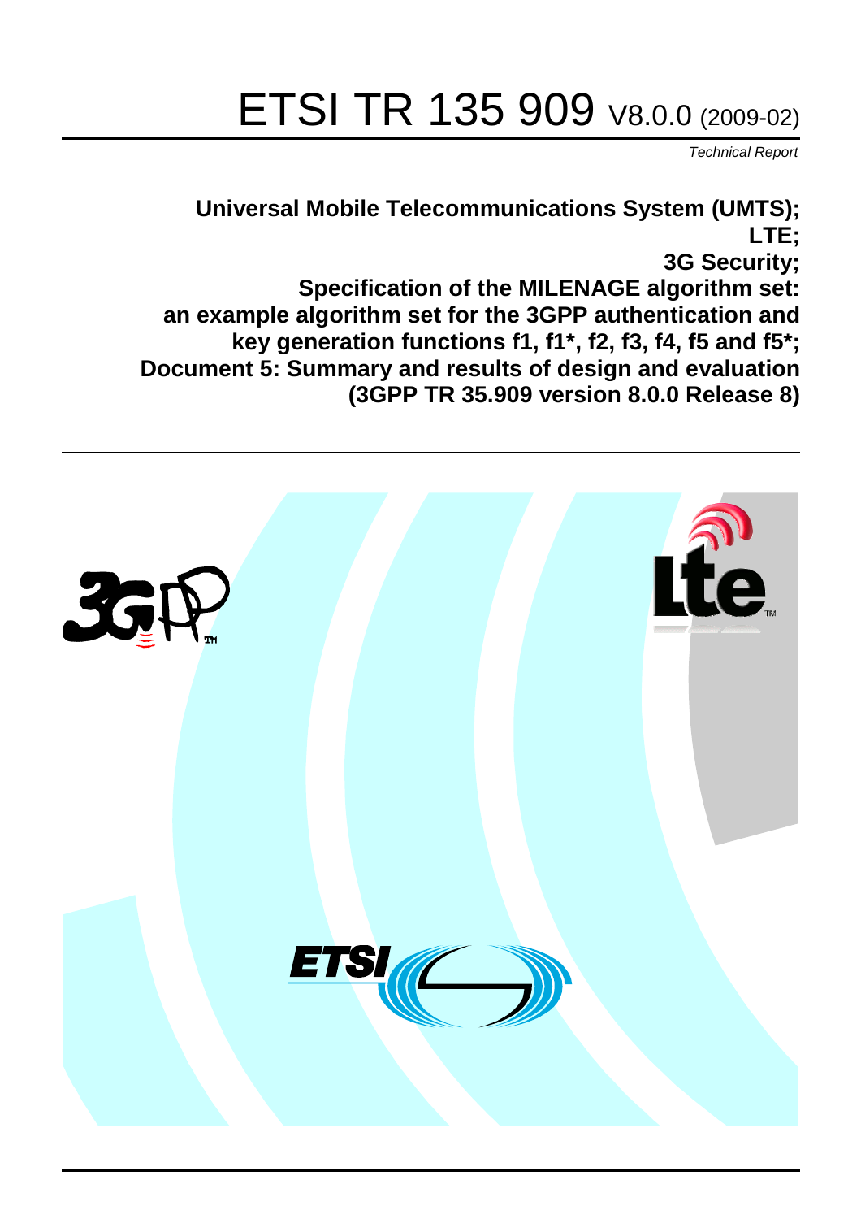# ETSI TR 135 909 V8.0.0 (2009-02)

*Technical Report*

**Universal Mobile Telecommunications System (UMTS);
LTE;
3G Security;
Specification of the MILENAGE algorithm set:
an example algorithm set for the 3GPP authentication and key generation functions f1, f1*, f2, f3, f4, f5 and f5*;
Document 5: Summary and results of design and evaluation
(3GPP TR 35.909 version 8.0.0 Release 8)**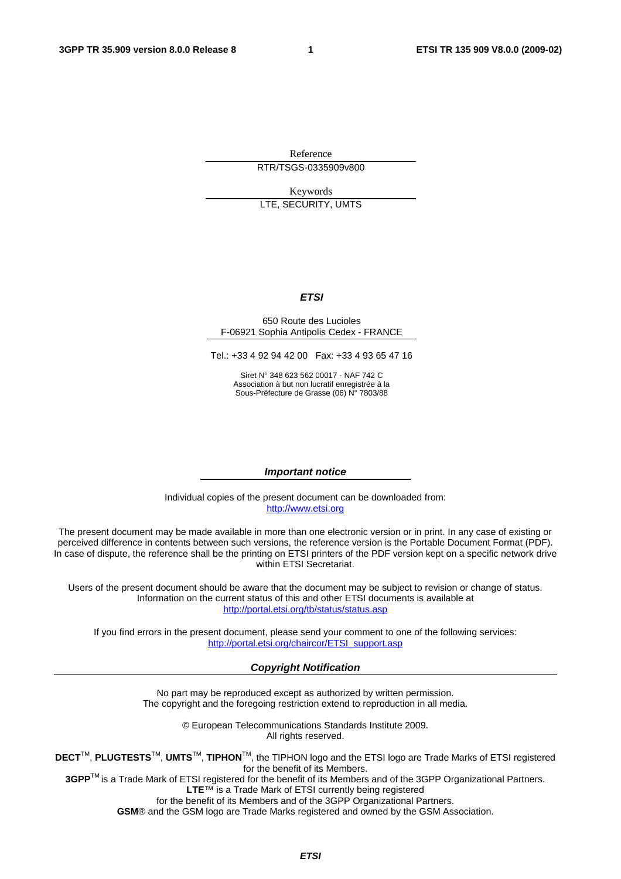Reference

RTR/TSGS-0335909v800

Keywords

LTE, SECURITY, UMTS

***ETSI***

650 Route des Lucioles
F-06921 Sophia Antipolis Cedex - FRANCE

Tel.: +33 4 92 94 42 00 Fax: +33 4 93 65 47 16

Siret N° 348 623 562 00017 - NAF 742 C
Association à but non lucratif enregistrée à la
Sous-Préfecture de Grasse (06) N° 7803/88

***Important notice***

Individual copies of the present document can be downloaded from:
http://www.etsi.org

The present document may be made available in more than one electronic version or in print. In any case of existing or perceived difference in contents between such versions, the reference version is the Portable Document Format (PDF). In case of dispute, the reference shall be the printing on ETSI printers of the PDF version kept on a specific network drive within ETSI Secretariat.

Users of the present document should be aware that the document may be subject to revision or change of status. Information on the current status of this and other ETSI documents is available at
http://portal.etsi.org/tb/status/status.asp

If you find errors in the present document, please send your comment to one of the following services:
http://portal.etsi.org/chaircor/ETSI_support.asp

***Copyright Notification***

No part may be reproduced except as authorized by written permission.
The copyright and the foregoing restriction extend to reproduction in all media.

© European Telecommunications Standards Institute 2009.
All rights reserved.

**DECT**™, **PLUGTESTS**™, **UMTS**™, **TIPHON**™, the TIPHON logo and the ETSI logo are Trade Marks of ETSI registered for the benefit of its Members.
**3GPP**™ is a Trade Mark of ETSI registered for the benefit of its Members and of the 3GPP Organizational Partners.
**LTE**™ is a Trade Mark of ETSI currently being registered
for the benefit of its Members and of the 3GPP Organizational Partners.
**GSM**® and the GSM logo are Trade Marks registered and owned by the GSM Association.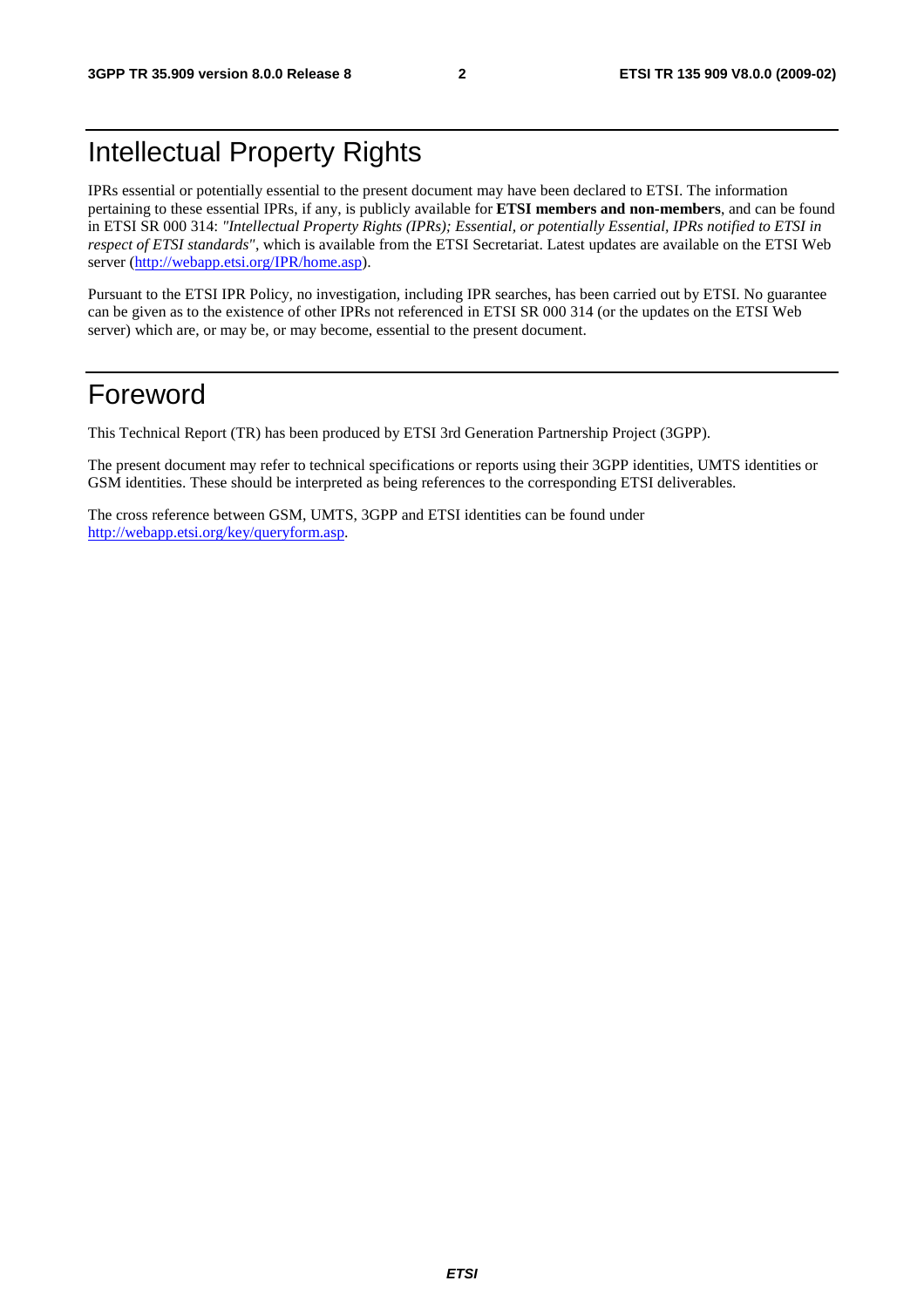# Intellectual Property Rights

IPRs essential or potentially essential to the present document may have been declared to ETSI. The information pertaining to these essential IPRs, if any, is publicly available for **ETSI members and non-members**, and can be found in ETSI SR 000 314: *"Intellectual Property Rights (IPRs); Essential, or potentially Essential, IPRs notified to ETSI in respect of ETSI standards"*, which is available from the ETSI Secretariat. Latest updates are available on the ETSI Web server (http://webapp.etsi.org/IPR/home.asp).

Pursuant to the ETSI IPR Policy, no investigation, including IPR searches, has been carried out by ETSI. No guarantee can be given as to the existence of other IPRs not referenced in ETSI SR 000 314 (or the updates on the ETSI Web server) which are, or may be, or may become, essential to the present document.

# Foreword

This Technical Report (TR) has been produced by ETSI 3rd Generation Partnership Project (3GPP).

The present document may refer to technical specifications or reports using their 3GPP identities, UMTS identities or GSM identities. These should be interpreted as being references to the corresponding ETSI deliverables.

The cross reference between GSM, UMTS, 3GPP and ETSI identities can be found under http://webapp.etsi.org/key/queryform.asp.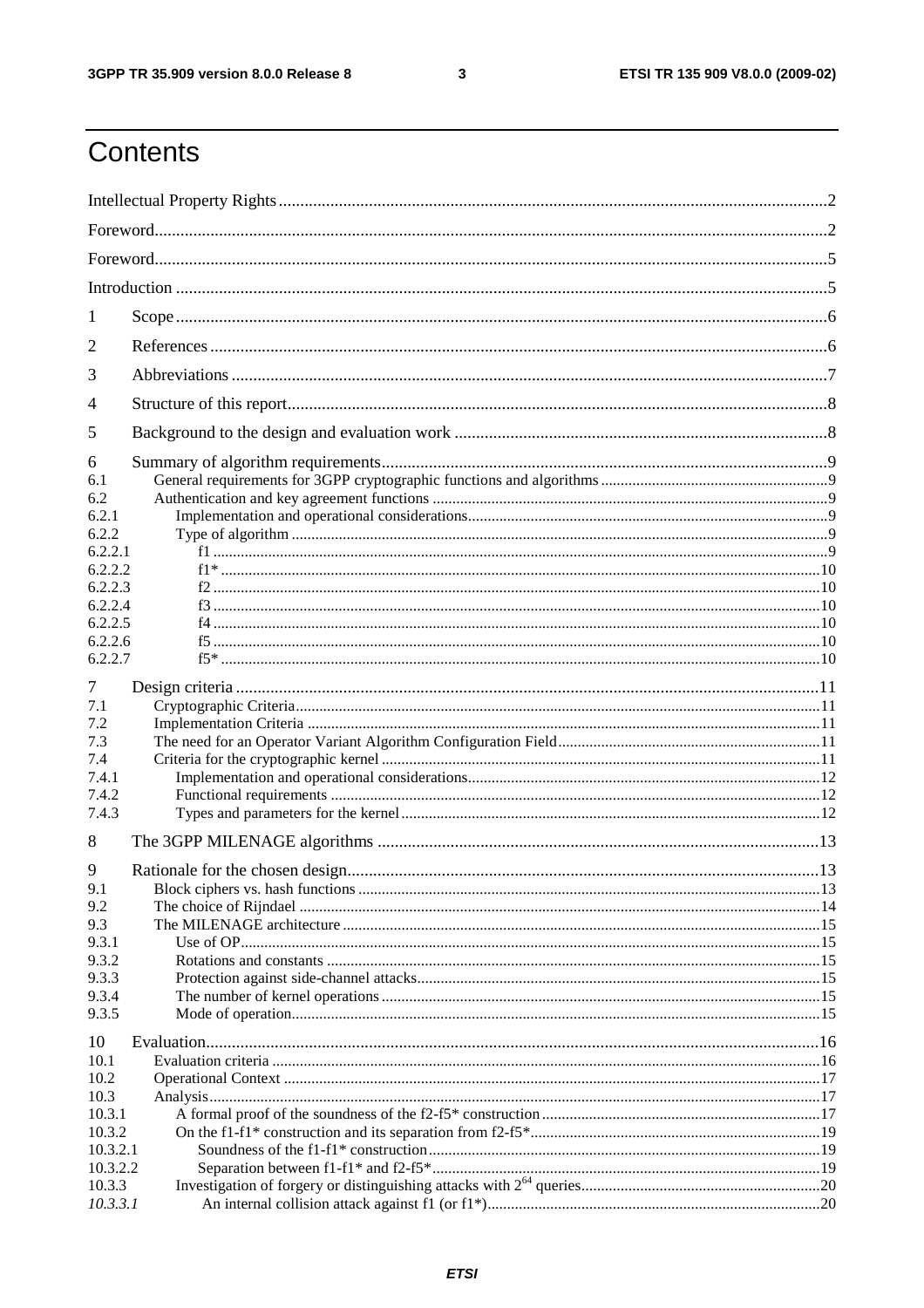# Contents

Intellectual Property Rights ..... 2

Foreword ..... 2

Foreword ..... 5

Introduction ..... 5

1 Scope ..... 6

2 References ..... 6

3 Abbreviations ..... 7

4 Structure of this report ..... 8

5 Background to the design and evaluation work ..... 8

6 Summary of algorithm requirements ..... 9

6.1 General requirements for 3GPP cryptographic functions and algorithms ..... 9

6.2 Authentication and key agreement functions ..... 9

6.2.1 Implementation and operational considerations ..... 9

6.2.2 Type of algorithm ..... 9

6.2.2.1 f1 ..... 9

6.2.2.2 f1* ..... 10

6.2.2.3 f2 ..... 10

6.2.2.4 f3 ..... 10

6.2.2.5 f4 ..... 10

6.2.2.6 f5 ..... 10

6.2.2.7 f5* ..... 10

7 Design criteria ..... 11

7.1 Cryptographic Criteria ..... 11

7.2 Implementation Criteria ..... 11

7.3 The need for an Operator Variant Algorithm Configuration Field ..... 11

7.4 Criteria for the cryptographic kernel ..... 11

7.4.1 Implementation and operational considerations ..... 12

7.4.2 Functional requirements ..... 12

7.4.3 Types and parameters for the kernel ..... 12

8 The 3GPP MILENAGE algorithms ..... 13

9 Rationale for the chosen design ..... 13

9.1 Block ciphers vs. hash functions ..... 13

9.2 The choice of Rijndael ..... 14

9.3 The MILENAGE architecture ..... 15

9.3.1 Use of OP ..... 15

9.3.2 Rotations and constants ..... 15

9.3.3 Protection against side-channel attacks ..... 15

9.3.4 The number of kernel operations ..... 15

9.3.5 Mode of operation ..... 15

10 Evaluation ..... 16

10.1 Evaluation criteria ..... 16

10.2 Operational Context ..... 17

10.3 Analysis ..... 17

10.3.1 A formal proof of the soundness of the f2-f5* construction ..... 17

10.3.2 On the f1-f1* construction and its separation from f2-f5* ..... 19

10.3.2.1 Soundness of the f1-f1* construction ..... 19

10.3.2.2 Separation between f1-f1* and f2-f5* ..... 19

10.3.3 Investigation of forgery or distinguishing attacks with $2^{64}$ queries ..... 20

*10.3.3.1* An internal collision attack against f1 (or f1*) ..... 20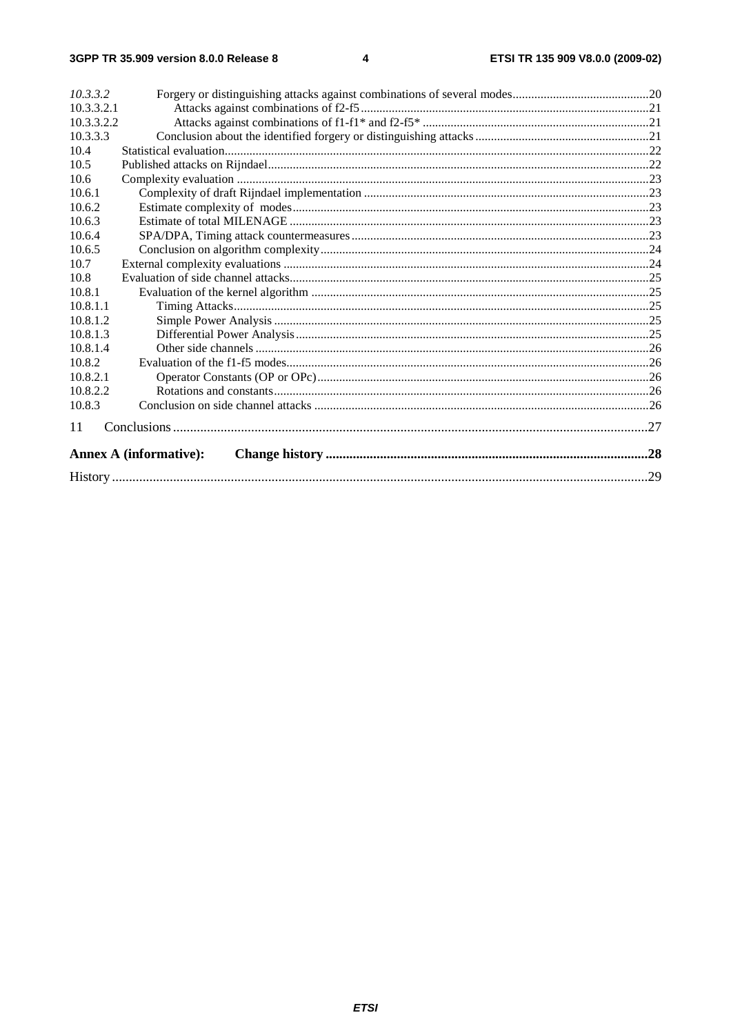| | | |
|---|---|---|
| *10.3.3.2* | Forgery or distinguishing attacks against combinations of several modes | 20 |
| 10.3.3.2.1 | Attacks against combinations of f2-f5 | 21 |
| 10.3.3.2.2 | Attacks against combinations of f1-f1* and f2-f5* | 21 |
| 10.3.3.3 | Conclusion about the identified forgery or distinguishing attacks | 21 |
| 10.4 | Statistical evaluation | 22 |
| 10.5 | Published attacks on Rijndael | 22 |
| 10.6 | Complexity evaluation | 23 |
| 10.6.1 | Complexity of draft Rijndael implementation | 23 |
| 10.6.2 | Estimate complexity of modes | 23 |
| 10.6.3 | Estimate of total MILENAGE | 23 |
| 10.6.4 | SPA/DPA, Timing attack countermeasures | 23 |
| 10.6.5 | Conclusion on algorithm complexity | 24 |
| 10.7 | External complexity evaluations | 24 |
| 10.8 | Evaluation of side channel attacks | 25 |
| 10.8.1 | Evaluation of the kernel algorithm | 25 |
| 10.8.1.1 | Timing Attacks | 25 |
| 10.8.1.2 | Simple Power Analysis | 25 |
| 10.8.1.3 | Differential Power Analysis | 25 |
| 10.8.1.4 | Other side channels | 26 |
| 10.8.2 | Evaluation of the f1-f5 modes | 26 |
| 10.8.2.1 | Operator Constants (OP or OPc) | 26 |
| 10.8.2.2 | Rotations and constants | 26 |
| 10.8.3 | Conclusion on side channel attacks | 26 |
| 11 | Conclusions | 27 |
| **Annex A (informative):** | **Change history** | **28** |
| History | | 29 |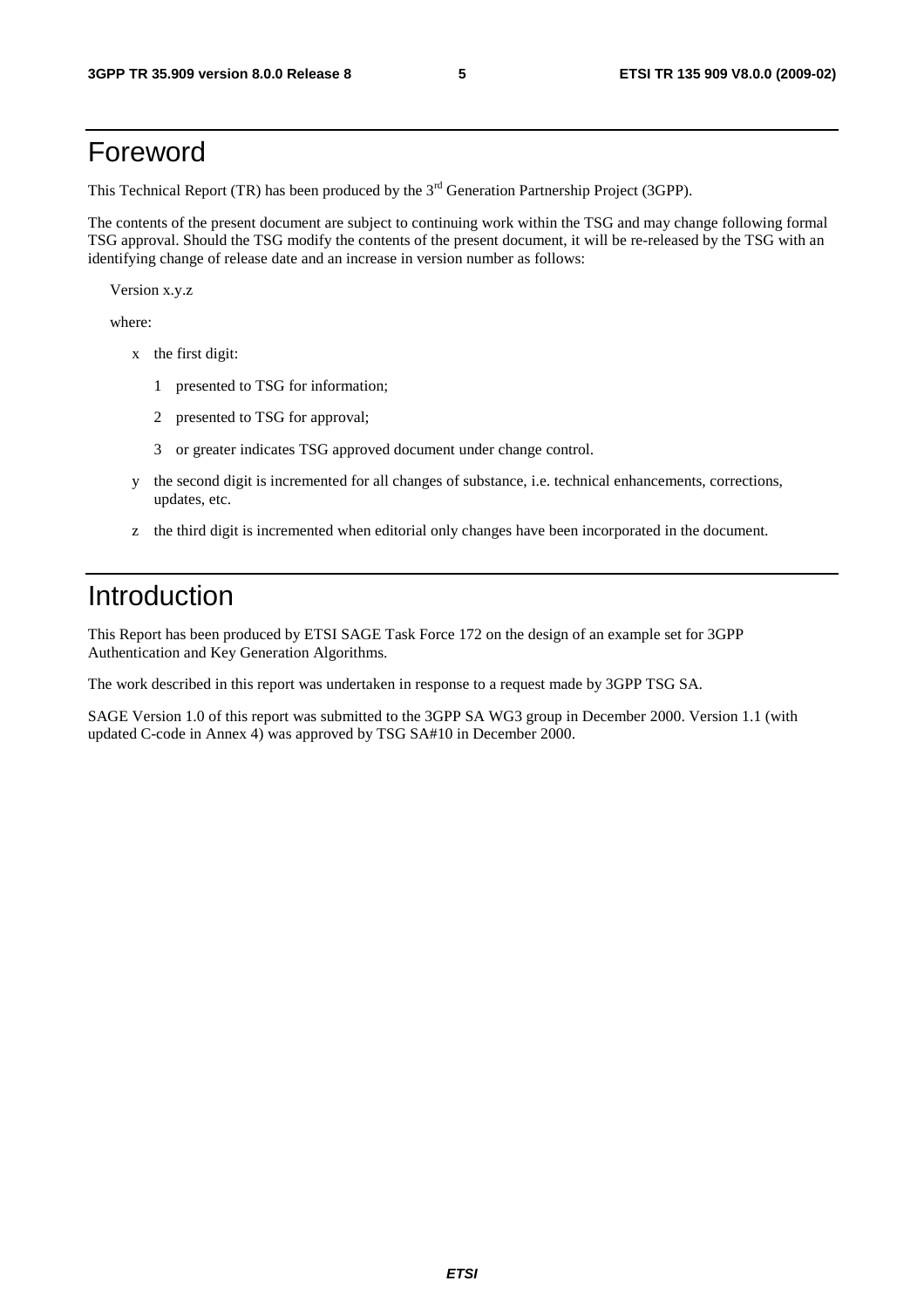# Foreword

This Technical Report (TR) has been produced by the 3rd Generation Partnership Project (3GPP).

The contents of the present document are subject to continuing work within the TSG and may change following formal TSG approval. Should the TSG modify the contents of the present document, it will be re-released by the TSG with an identifying change of release date and an increase in version number as follows:

Version x.y.z

where:

- x the first digit:
  - 1 presented to TSG for information;
  - 2 presented to TSG for approval;
  - 3 or greater indicates TSG approved document under change control.
- y the second digit is incremented for all changes of substance, i.e. technical enhancements, corrections, updates, etc.
- z the third digit is incremented when editorial only changes have been incorporated in the document.

# Introduction

This Report has been produced by ETSI SAGE Task Force 172 on the design of an example set for 3GPP Authentication and Key Generation Algorithms.

The work described in this report was undertaken in response to a request made by 3GPP TSG SA.

SAGE Version 1.0 of this report was submitted to the 3GPP SA WG3 group in December 2000. Version 1.1 (with updated C-code in Annex 4) was approved by TSG SA#10 in December 2000.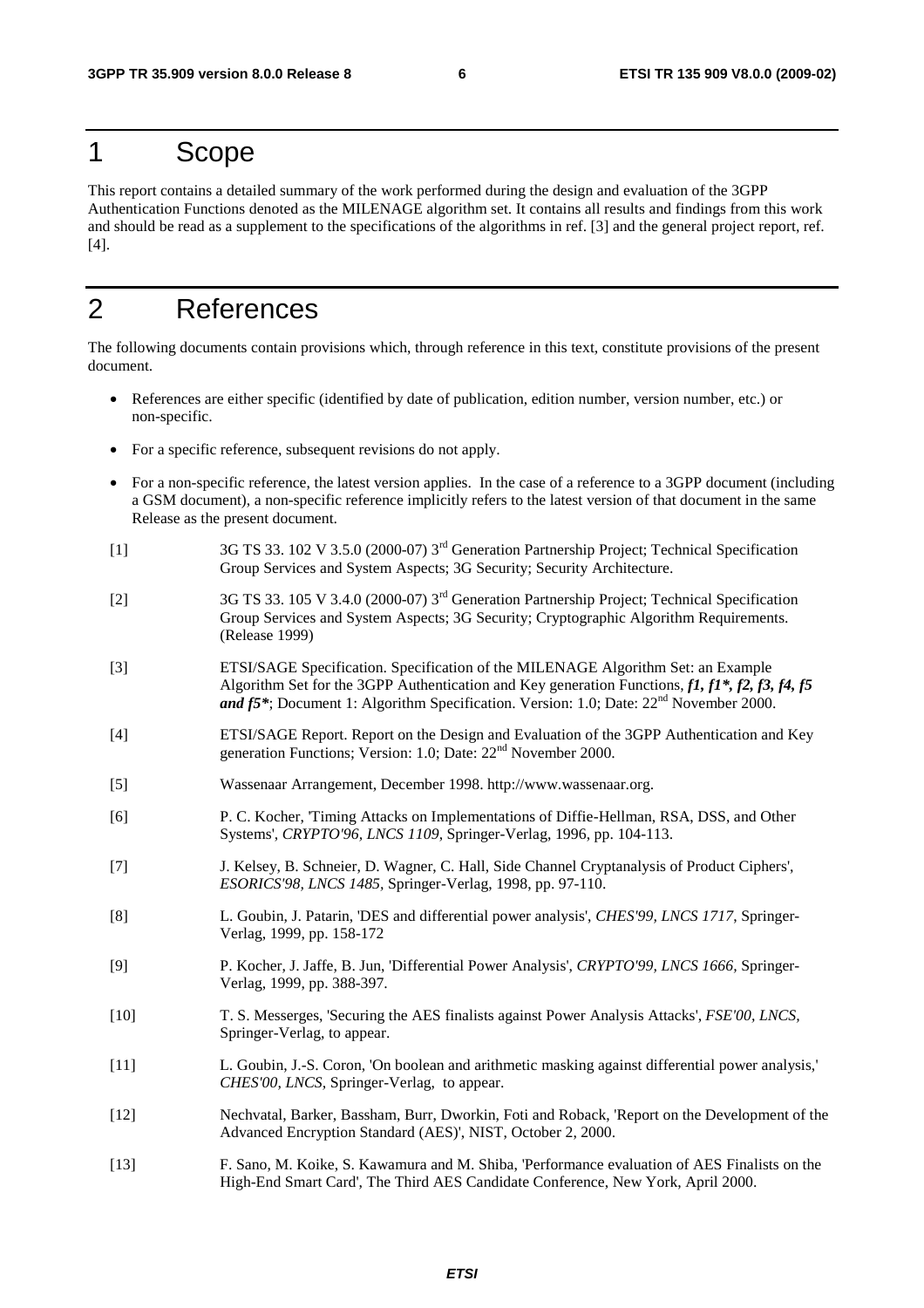# 1 Scope

This report contains a detailed summary of the work performed during the design and evaluation of the 3GPP Authentication Functions denoted as the MILENAGE algorithm set. It contains all results and findings from this work and should be read as a supplement to the specifications of the algorithms in ref. [3] and the general project report, ref. [4].

# 2 References

The following documents contain provisions which, through reference in this text, constitute provisions of the present document.

- References are either specific (identified by date of publication, edition number, version number, etc.) or non-specific.
- For a specific reference, subsequent revisions do not apply.
- For a non-specific reference, the latest version applies. In the case of a reference to a 3GPP document (including a GSM document), a non-specific reference implicitly refers to the latest version of that document in the same Release as the present document.

[1] 3G TS 33. 102 V 3.5.0 (2000-07) 3rd Generation Partnership Project; Technical Specification Group Services and System Aspects; 3G Security; Security Architecture.

[2] 3G TS 33. 105 V 3.4.0 (2000-07) 3rd Generation Partnership Project; Technical Specification Group Services and System Aspects; 3G Security; Cryptographic Algorithm Requirements. (Release 1999)

[3] ETSI/SAGE Specification. Specification of the MILENAGE Algorithm Set: an Example Algorithm Set for the 3GPP Authentication and Key generation Functions, ***f1, f1*, f2, f3, f4, f5 and f5****; Document 1: Algorithm Specification. Version: 1.0; Date: 22nd November 2000.

[4] ETSI/SAGE Report. Report on the Design and Evaluation of the 3GPP Authentication and Key generation Functions; Version: 1.0; Date: 22nd November 2000.

[5] Wassenaar Arrangement, December 1998. http://www.wassenaar.org.

[6] P. C. Kocher, 'Timing Attacks on Implementations of Diffie-Hellman, RSA, DSS, and Other Systems', *CRYPTO'96, LNCS 1109*, Springer-Verlag, 1996, pp. 104-113.

[7] J. Kelsey, B. Schneier, D. Wagner, C. Hall, Side Channel Cryptanalysis of Product Ciphers', *ESORICS'98, LNCS 1485*, Springer-Verlag, 1998, pp. 97-110.

[8] L. Goubin, J. Patarin, 'DES and differential power analysis', *CHES'99, LNCS 1717*, Springer-Verlag, 1999, pp. 158-172

[9] P. Kocher, J. Jaffe, B. Jun, 'Differential Power Analysis', *CRYPTO'99, LNCS 1666*, Springer-Verlag, 1999, pp. 388-397.

[10] T. S. Messerges, 'Securing the AES finalists against Power Analysis Attacks', *FSE'00, LNCS*, Springer-Verlag, to appear.

[11] L. Goubin, J.-S. Coron, 'On boolean and arithmetic masking against differential power analysis,' *CHES'00, LNCS*, Springer-Verlag, to appear.

[12] Nechvatal, Barker, Bassham, Burr, Dworkin, Foti and Roback, 'Report on the Development of the Advanced Encryption Standard (AES)', NIST, October 2, 2000.

[13] F. Sano, M. Koike, S. Kawamura and M. Shiba, 'Performance evaluation of AES Finalists on the High-End Smart Card', The Third AES Candidate Conference, New York, April 2000.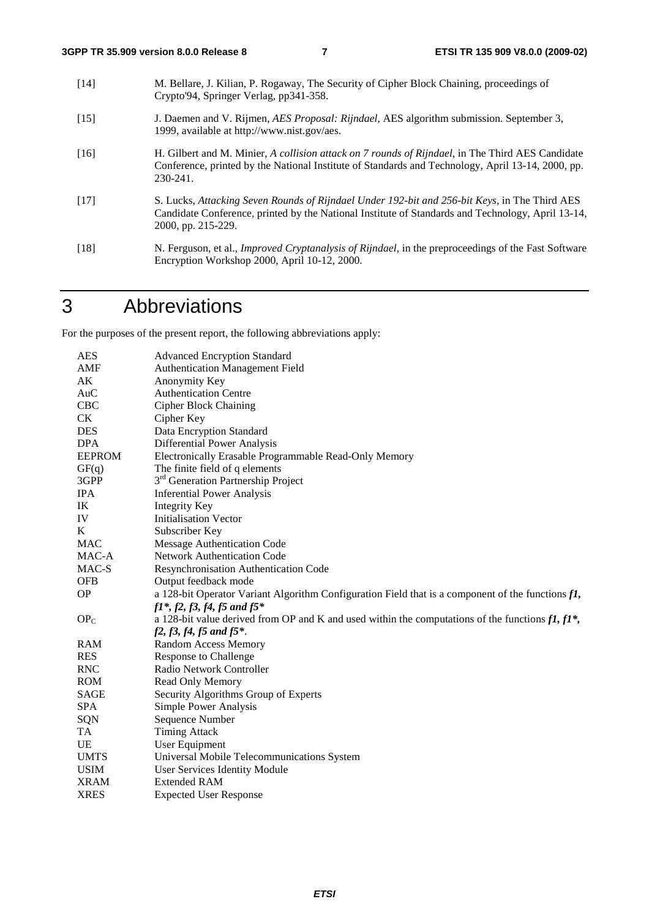[14] M. Bellare, J. Kilian, P. Rogaway, The Security of Cipher Block Chaining, proceedings of Crypto'94, Springer Verlag, pp341-358.

[15] J. Daemen and V. Rijmen, *AES Proposal: Rijndael*, AES algorithm submission. September 3, 1999, available at http://www.nist.gov/aes.

[16] H. Gilbert and M. Minier, *A collision attack on 7 rounds of Rijndael*, in The Third AES Candidate Conference, printed by the National Institute of Standards and Technology, April 13-14, 2000, pp. 230-241.

[17] S. Lucks, *Attacking Seven Rounds of Rijndael Under 192-bit and 256-bit Keys*, in The Third AES Candidate Conference, printed by the National Institute of Standards and Technology, April 13-14, 2000, pp. 215-229.

[18] N. Ferguson, et al., *Improved Cryptanalysis of Rijndael*, in the preproceedings of the Fast Software Encryption Workshop 2000, April 10-12, 2000.

# 3 Abbreviations

For the purposes of the present report, the following abbreviations apply:

| | |
|---|---|
| AES | Advanced Encryption Standard |
| AMF | Authentication Management Field |
| AK | Anonymity Key |
| AuC | Authentication Centre |
| CBC | Cipher Block Chaining |
| CK | Cipher Key |
| DES | Data Encryption Standard |
| DPA | Differential Power Analysis |
| EEPROM | Electronically Erasable Programmable Read-Only Memory |
| GF(q) | The finite field of q elements |
| 3GPP | 3rd Generation Partnership Project |
| IPA | Inferential Power Analysis |
| IK | Integrity Key |
| IV | Initialisation Vector |
| K | Subscriber Key |
| MAC | Message Authentication Code |
| MAC-A | Network Authentication Code |
| MAC-S | Resynchronisation Authentication Code |
| OFB | Output feedback mode |
| OP | a 128-bit Operator Variant Algorithm Configuration Field that is a component of the functions ***f1, f1\*, f2, f3, f4, f5 and f5\**** |
| $OP_C$ | a 128-bit value derived from OP and K and used within the computations of the functions ***f1, f1\*, f2, f3, f4, f5 and f5\****. |
| RAM | Random Access Memory |
| RES | Response to Challenge |
| RNC | Radio Network Controller |
| ROM | Read Only Memory |
| SAGE | Security Algorithms Group of Experts |
| SPA | Simple Power Analysis |
| SQN | Sequence Number |
| TA | Timing Attack |
| UE | User Equipment |
| UMTS | Universal Mobile Telecommunications System |
| USIM | User Services Identity Module |
| XRAM | Extended RAM |
| XRES | Expected User Response |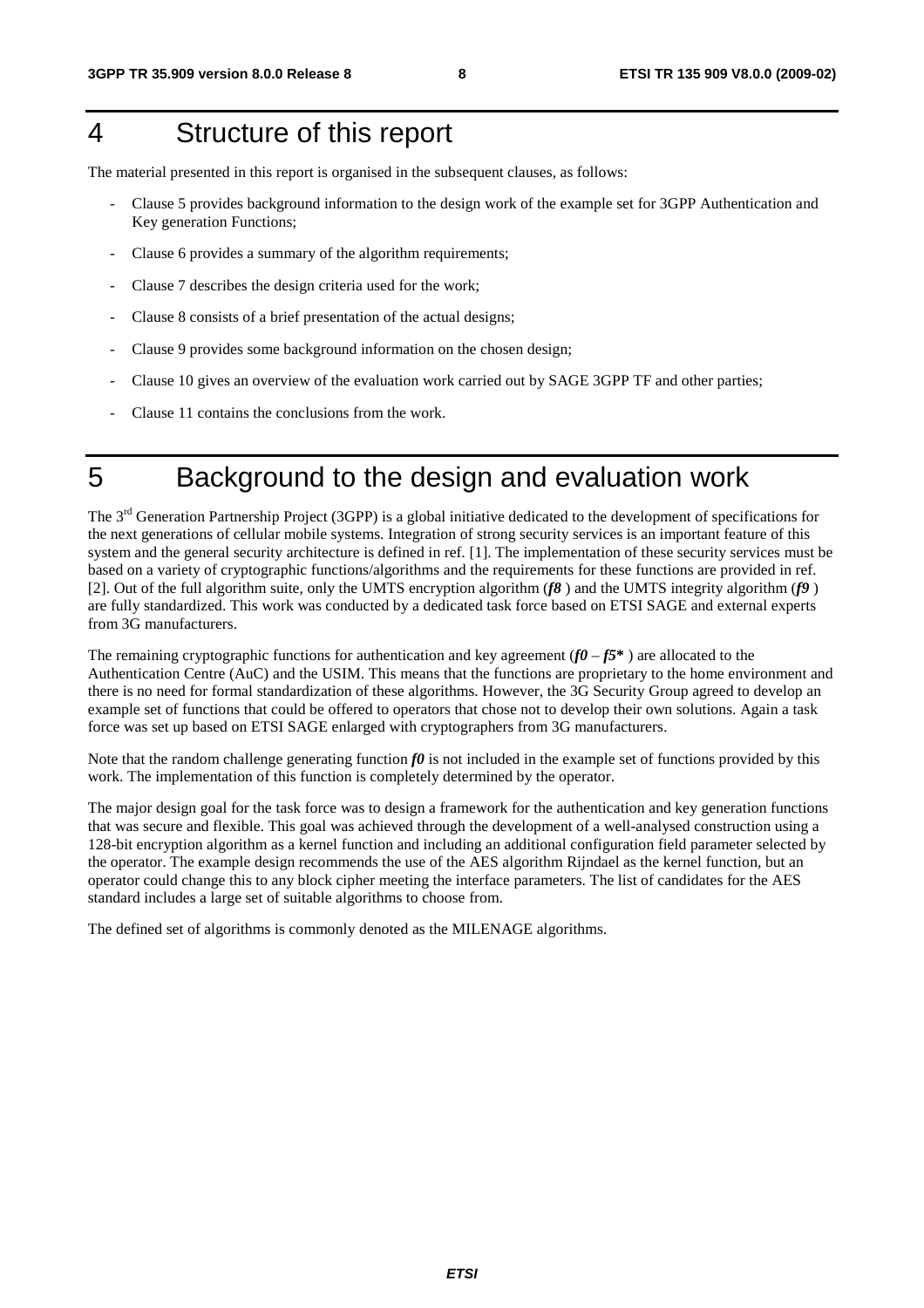# 4 Structure of this report

The material presented in this report is organised in the subsequent clauses, as follows:

- Clause 5 provides background information to the design work of the example set for 3GPP Authentication and Key generation Functions;
- Clause 6 provides a summary of the algorithm requirements;
- Clause 7 describes the design criteria used for the work;
- Clause 8 consists of a brief presentation of the actual designs;
- Clause 9 provides some background information on the chosen design;
- Clause 10 gives an overview of the evaluation work carried out by SAGE 3GPP TF and other parties;
- Clause 11 contains the conclusions from the work.

# 5 Background to the design and evaluation work

The 3rd Generation Partnership Project (3GPP) is a global initiative dedicated to the development of specifications for the next generations of cellular mobile systems. Integration of strong security services is an important feature of this system and the general security architecture is defined in ref. [1]. The implementation of these security services must be based on a variety of cryptographic functions/algorithms and the requirements for these functions are provided in ref. [2]. Out of the full algorithm suite, only the UMTS encryption algorithm (***f8*** ) and the UMTS integrity algorithm (***f9*** ) are fully standardized. This work was conducted by a dedicated task force based on ETSI SAGE and external experts from 3G manufacturers.

The remaining cryptographic functions for authentication and key agreement (***f0*** – ***f5**** ) are allocated to the Authentication Centre (AuC) and the USIM. This means that the functions are proprietary to the home environment and there is no need for formal standardization of these algorithms. However, the 3G Security Group agreed to develop an example set of functions that could be offered to operators that chose not to develop their own solutions. Again a task force was set up based on ETSI SAGE enlarged with cryptographers from 3G manufacturers.

Note that the random challenge generating function ***f0*** is not included in the example set of functions provided by this work. The implementation of this function is completely determined by the operator.

The major design goal for the task force was to design a framework for the authentication and key generation functions that was secure and flexible. This goal was achieved through the development of a well-analysed construction using a 128-bit encryption algorithm as a kernel function and including an additional configuration field parameter selected by the operator. The example design recommends the use of the AES algorithm Rijndael as the kernel function, but an operator could change this to any block cipher meeting the interface parameters. The list of candidates for the AES standard includes a large set of suitable algorithms to choose from.

The defined set of algorithms is commonly denoted as the MILENAGE algorithms.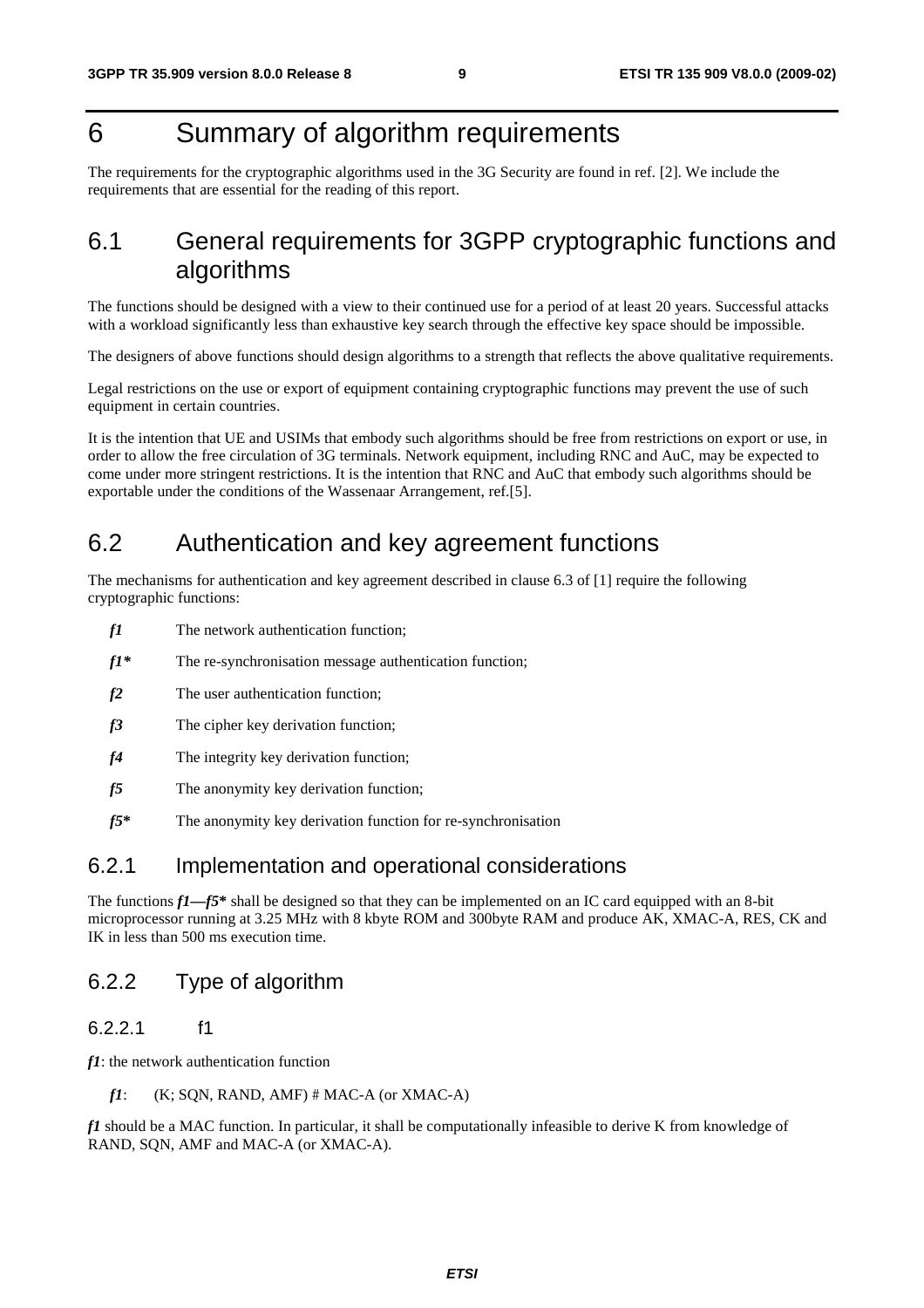# 6 Summary of algorithm requirements

The requirements for the cryptographic algorithms used in the 3G Security are found in ref. [2]. We include the requirements that are essential for the reading of this report.

## 6.1 General requirements for 3GPP cryptographic functions and algorithms

The functions should be designed with a view to their continued use for a period of at least 20 years. Successful attacks with a workload significantly less than exhaustive key search through the effective key space should be impossible.

The designers of above functions should design algorithms to a strength that reflects the above qualitative requirements.

Legal restrictions on the use or export of equipment containing cryptographic functions may prevent the use of such equipment in certain countries.

It is the intention that UE and USIMs that embody such algorithms should be free from restrictions on export or use, in order to allow the free circulation of 3G terminals. Network equipment, including RNC and AuC, may be expected to come under more stringent restrictions. It is the intention that RNC and AuC that embody such algorithms should be exportable under the conditions of the Wassenaar Arrangement, ref.[5].

## 6.2 Authentication and key agreement functions

The mechanisms for authentication and key agreement described in clause 6.3 of [1] require the following cryptographic functions:

- ***f1*** The network authentication function;
- ***f1**** The re-synchronisation message authentication function;
- ***f2*** The user authentication function;
- ***f3*** The cipher key derivation function;
- ***f4*** The integrity key derivation function;
- ***f5*** The anonymity key derivation function;
- ***f5**** The anonymity key derivation function for re-synchronisation

### 6.2.1 Implementation and operational considerations

The functions ***f1—f5**** shall be designed so that they can be implemented on an IC card equipped with an 8-bit microprocessor running at 3.25 MHz with 8 kbyte ROM and 300byte RAM and produce AK, XMAC-A, RES, CK and IK in less than 500 ms execution time.

### 6.2.2 Type of algorithm

#### 6.2.2.1 f1

***f1***: the network authentication function

***f1***: (K; SQN, RAND, AMF) # MAC-A (or XMAC-A)

***f1*** should be a MAC function. In particular, it shall be computationally infeasible to derive K from knowledge of RAND, SQN, AMF and MAC-A (or XMAC-A).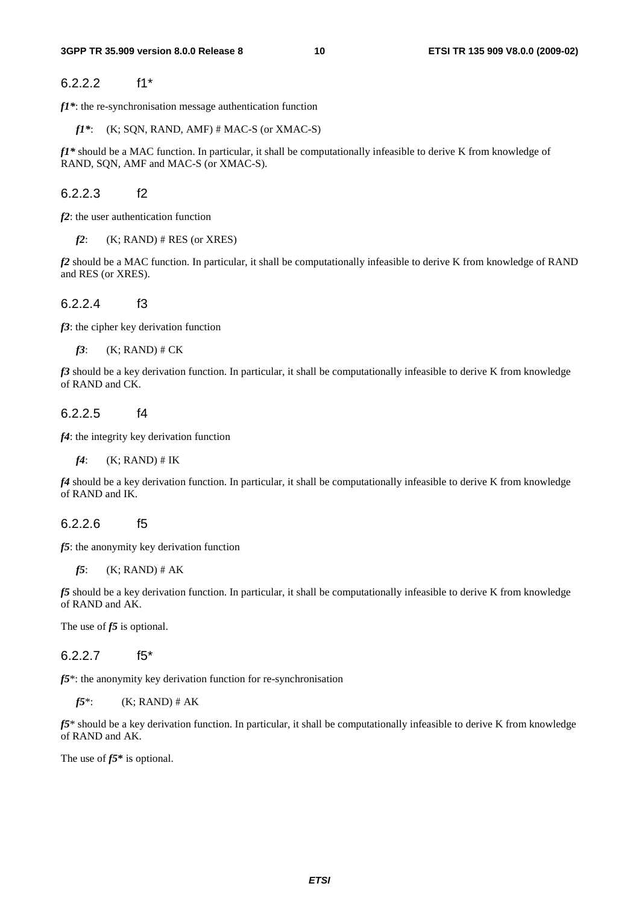#### 6.2.2.2 f1*

***f1****: the re-synchronisation message authentication function

***f1****: (K; SQN, RAND, AMF) # MAC-S (or XMAC-S)

***f1**** should be a MAC function. In particular, it shall be computationally infeasible to derive K from knowledge of RAND, SQN, AMF and MAC-S (or XMAC-S).

#### 6.2.2.3 f2

***f2***: the user authentication function

***f2***: (K; RAND) # RES (or XRES)

***f2*** should be a MAC function. In particular, it shall be computationally infeasible to derive K from knowledge of RAND and RES (or XRES).

#### 6.2.2.4 f3

***f3***: the cipher key derivation function

***f3***: (K; RAND) # CK

***f3*** should be a key derivation function. In particular, it shall be computationally infeasible to derive K from knowledge of RAND and CK.

#### 6.2.2.5 f4

***f4***: the integrity key derivation function

***f4***: (K; RAND) # IK

***f4*** should be a key derivation function. In particular, it shall be computationally infeasible to derive K from knowledge of RAND and IK.

#### 6.2.2.6 f5

***f5***: the anonymity key derivation function

***f5***: (K; RAND) # AK

***f5*** should be a key derivation function. In particular, it shall be computationally infeasible to derive K from knowledge of RAND and AK.

The use of ***f5*** is optional.

#### 6.2.2.7 f5*

***f5****: the anonymity key derivation function for re-synchronisation

***f5****: (K; RAND) # AK

***f5**** should be a key derivation function. In particular, it shall be computationally infeasible to derive K from knowledge of RAND and AK.

The use of ***f5**** is optional.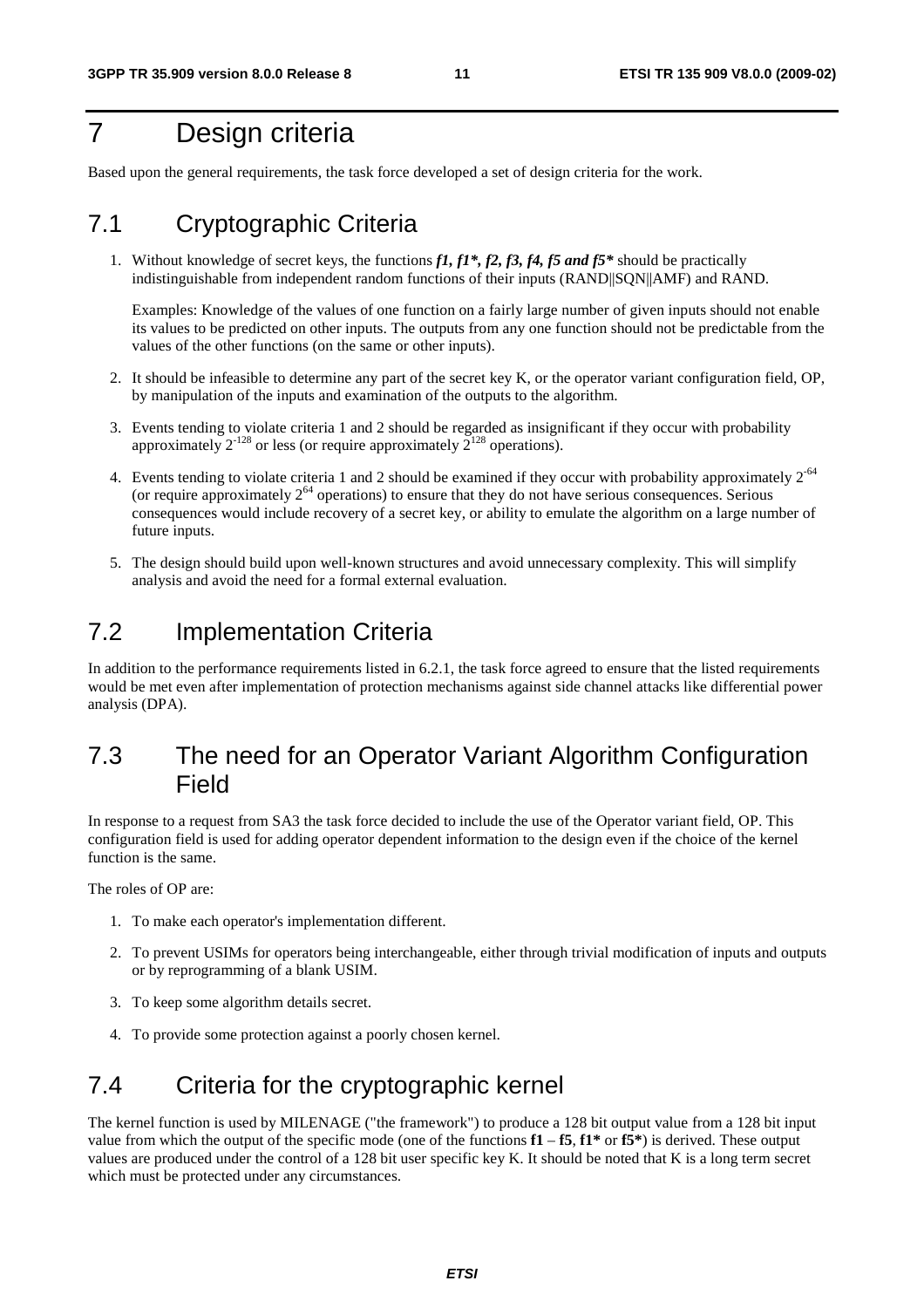# 7 Design criteria

Based upon the general requirements, the task force developed a set of design criteria for the work.

## 7.1 Cryptographic Criteria

1. Without knowledge of secret keys, the functions ***f1, f1\*, f2, f3, f4, f5 and f5\**** should be practically indistinguishable from independent random functions of their inputs (RAND||SQN||AMF) and RAND.

   Examples: Knowledge of the values of one function on a fairly large number of given inputs should not enable its values to be predicted on other inputs. The outputs from any one function should not be predictable from the values of the other functions (on the same or other inputs).

2. It should be infeasible to determine any part of the secret key K, or the operator variant configuration field, OP, by manipulation of the inputs and examination of the outputs to the algorithm.

3. Events tending to violate criteria 1 and 2 should be regarded as insignificant if they occur with probability approximately $2^{-128}$ or less (or require approximately $2^{128}$ operations).

4. Events tending to violate criteria 1 and 2 should be examined if they occur with probability approximately $2^{-64}$ (or require approximately $2^{64}$ operations) to ensure that they do not have serious consequences. Serious consequences would include recovery of a secret key, or ability to emulate the algorithm on a large number of future inputs.

5. The design should build upon well-known structures and avoid unnecessary complexity. This will simplify analysis and avoid the need for a formal external evaluation.

## 7.2 Implementation Criteria

In addition to the performance requirements listed in 6.2.1, the task force agreed to ensure that the listed requirements would be met even after implementation of protection mechanisms against side channel attacks like differential power analysis (DPA).

## 7.3 The need for an Operator Variant Algorithm Configuration Field

In response to a request from SA3 the task force decided to include the use of the Operator variant field, OP. This configuration field is used for adding operator dependent information to the design even if the choice of the kernel function is the same.

The roles of OP are:

1. To make each operator's implementation different.
2. To prevent USIMs for operators being interchangeable, either through trivial modification of inputs and outputs or by reprogramming of a blank USIM.
3. To keep some algorithm details secret.
4. To provide some protection against a poorly chosen kernel.

## 7.4 Criteria for the cryptographic kernel

The kernel function is used by MILENAGE ("the framework") to produce a 128 bit output value from a 128 bit input value from which the output of the specific mode (one of the functions **f1** – **f5**, **f1\*** or **f5\***) is derived. These output values are produced under the control of a 128 bit user specific key K. It should be noted that K is a long term secret which must be protected under any circumstances.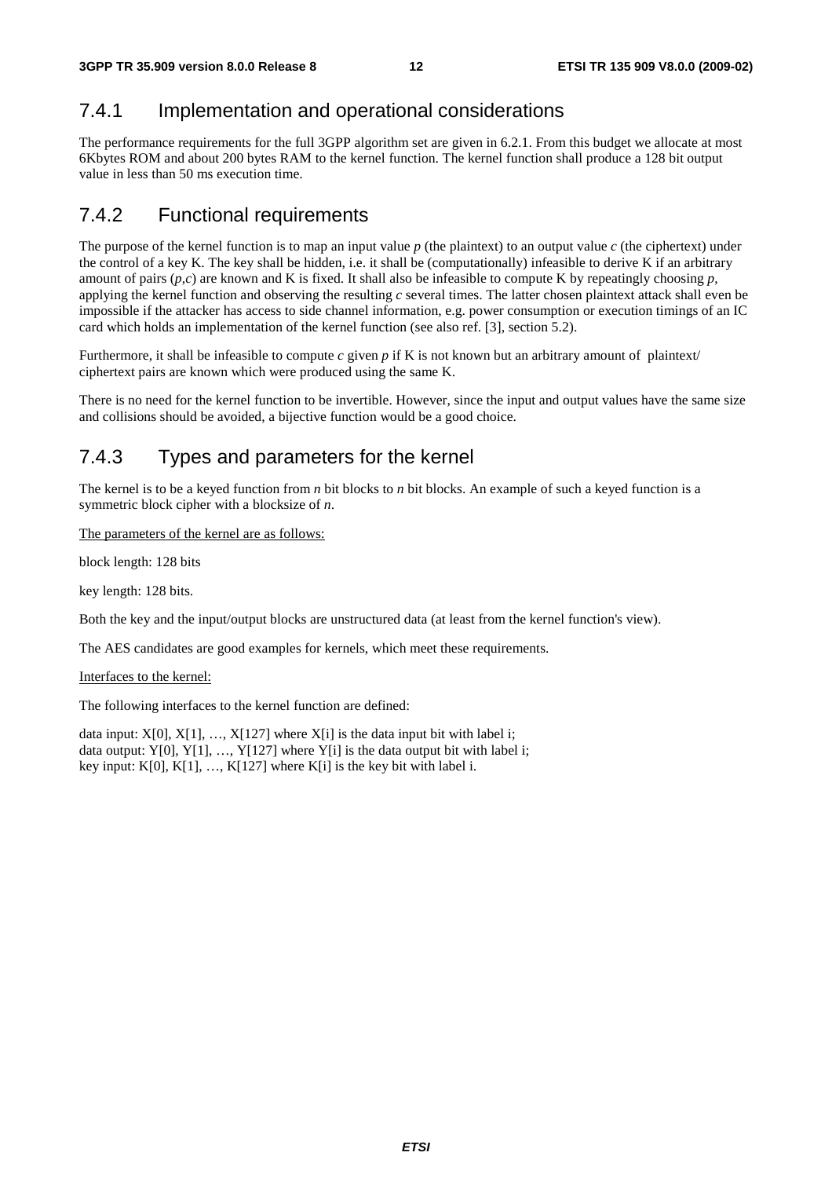### 7.4.1 Implementation and operational considerations

The performance requirements for the full 3GPP algorithm set are given in 6.2.1. From this budget we allocate at most 6Kbytes ROM and about 200 bytes RAM to the kernel function. The kernel function shall produce a 128 bit output value in less than 50 ms execution time.

### 7.4.2 Functional requirements

The purpose of the kernel function is to map an input value *p* (the plaintext) to an output value *c* (the ciphertext) under the control of a key K. The key shall be hidden, i.e. it shall be (computationally) infeasible to derive K if an arbitrary amount of pairs (*p*,*c*) are known and K is fixed. It shall also be infeasible to compute K by repeatingly choosing *p*, applying the kernel function and observing the resulting *c* several times. The latter chosen plaintext attack shall even be impossible if the attacker has access to side channel information, e.g. power consumption or execution timings of an IC card which holds an implementation of the kernel function (see also ref. [3], section 5.2).

Furthermore, it shall be infeasible to compute *c* given *p* if K is not known but an arbitrary amount of plaintext/ ciphertext pairs are known which were produced using the same K.

There is no need for the kernel function to be invertible. However, since the input and output values have the same size and collisions should be avoided, a bijective function would be a good choice.

### 7.4.3 Types and parameters for the kernel

The kernel is to be a keyed function from *n* bit blocks to *n* bit blocks. An example of such a keyed function is a symmetric block cipher with a blocksize of *n*.

The parameters of the kernel are as follows:

block length: 128 bits

key length: 128 bits.

Both the key and the input/output blocks are unstructured data (at least from the kernel function's view).

The AES candidates are good examples for kernels, which meet these requirements.

Interfaces to the kernel:

The following interfaces to the kernel function are defined:

data input: X[0], X[1], …, X[127] where X[i] is the data input bit with label i;
data output: Y[0], Y[1], …, Y[127] where Y[i] is the data output bit with label i;
key input: K[0], K[1], …, K[127] where K[i] is the key bit with label i.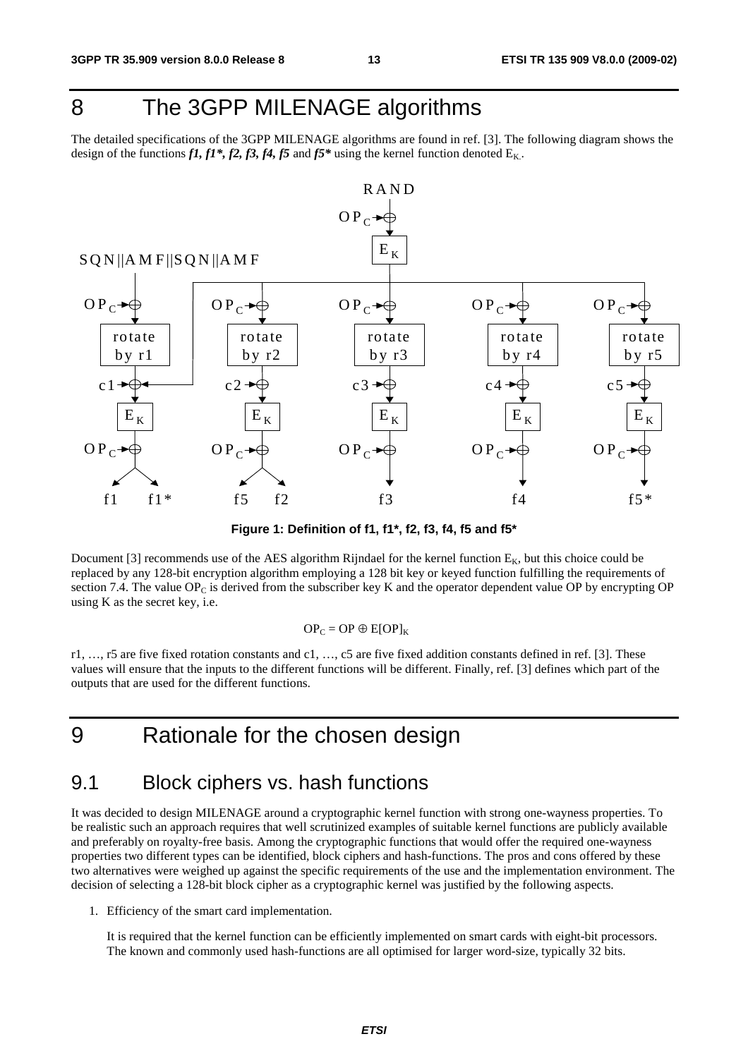# 8 The 3GPP MILENAGE algorithms

The detailed specifications of the 3GPP MILENAGE algorithms are found in ref. [3]. The following diagram shows the design of the functions ***f1, f1\*, f2, f3, f4, f5*** and ***f5\**** using the kernel function denoted $E_K$.

**Figure 1: Definition of f1, f1*, f2, f3, f4, f5 and f5***

Document [3] recommends use of the AES algorithm Rijndael for the kernel function $E_K$, but this choice could be replaced by any 128-bit encryption algorithm employing a 128 bit key or keyed function fulfilling the requirements of section 7.4. The value $OP_C$ is derived from the subscriber key K and the operator dependent value OP by encrypting OP using K as the secret key, i.e.

$$OP_C = OP \oplus E[OP]_K$$

r1, …, r5 are five fixed rotation constants and c1, …, c5 are five fixed addition constants defined in ref. [3]. These values will ensure that the inputs to the different functions will be different. Finally, ref. [3] defines which part of the outputs that are used for the different functions.

# 9 Rationale for the chosen design

## 9.1 Block ciphers vs. hash functions

It was decided to design MILENAGE around a cryptographic kernel function with strong one-wayness properties. To be realistic such an approach requires that well scrutinized examples of suitable kernel functions are publicly available and preferably on royalty-free basis. Among the cryptographic functions that would offer the required one-wayness properties two different types can be identified, block ciphers and hash-functions. The pros and cons offered by these two alternatives were weighed up against the specific requirements of the use and the implementation environment. The decision of selecting a 128-bit block cipher as a cryptographic kernel was justified by the following aspects.

1. Efficiency of the smart card implementation.

   It is required that the kernel function can be efficiently implemented on smart cards with eight-bit processors. The known and commonly used hash-functions are all optimised for larger word-size, typically 32 bits.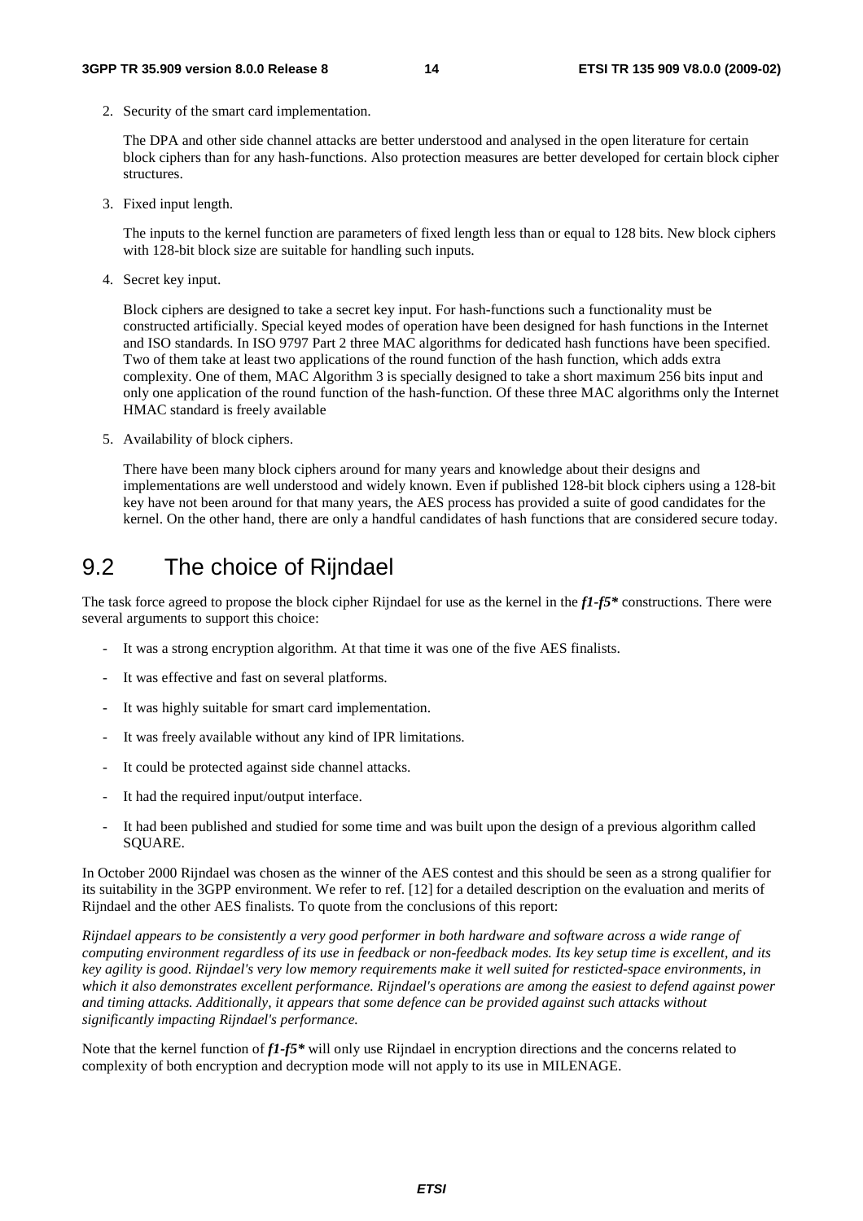2. Security of the smart card implementation.

   The DPA and other side channel attacks are better understood and analysed in the open literature for certain block ciphers than for any hash-functions. Also protection measures are better developed for certain block cipher structures.

3. Fixed input length.

   The inputs to the kernel function are parameters of fixed length less than or equal to 128 bits. New block ciphers with 128-bit block size are suitable for handling such inputs.

4. Secret key input.

   Block ciphers are designed to take a secret key input. For hash-functions such a functionality must be constructed artificially. Special keyed modes of operation have been designed for hash functions in the Internet and ISO standards. In ISO 9797 Part 2 three MAC algorithms for dedicated hash functions have been specified. Two of them take at least two applications of the round function of the hash function, which adds extra complexity. One of them, MAC Algorithm 3 is specially designed to take a short maximum 256 bits input and only one application of the round function of the hash-function. Of these three MAC algorithms only the Internet HMAC standard is freely available

5. Availability of block ciphers.

   There have been many block ciphers around for many years and knowledge about their designs and implementations are well understood and widely known. Even if published 128-bit block ciphers using a 128-bit key have not been around for that many years, the AES process has provided a suite of good candidates for the kernel. On the other hand, there are only a handful candidates of hash functions that are considered secure today.

## 9.2 The choice of Rijndael

The task force agreed to propose the block cipher Rijndael for use as the kernel in the ***f1-f5**** constructions. There were several arguments to support this choice:

- It was a strong encryption algorithm. At that time it was one of the five AES finalists.
- It was effective and fast on several platforms.
- It was highly suitable for smart card implementation.
- It was freely available without any kind of IPR limitations.
- It could be protected against side channel attacks.
- It had the required input/output interface.
- It had been published and studied for some time and was built upon the design of a previous algorithm called SQUARE.

In October 2000 Rijndael was chosen as the winner of the AES contest and this should be seen as a strong qualifier for its suitability in the 3GPP environment. We refer to ref. [12] for a detailed description on the evaluation and merits of Rijndael and the other AES finalists. To quote from the conclusions of this report:

*Rijndael appears to be consistently a very good performer in both hardware and software across a wide range of computing environment regardless of its use in feedback or non-feedback modes. Its key setup time is excellent, and its key agility is good. Rijndael's very low memory requirements make it well suited for resticted-space environments, in which it also demonstrates excellent performance. Rijndael's operations are among the easiest to defend against power and timing attacks. Additionally, it appears that some defence can be provided against such attacks without significantly impacting Rijndael's performance.*

Note that the kernel function of ***f1-f5**** will only use Rijndael in encryption directions and the concerns related to complexity of both encryption and decryption mode will not apply to its use in MILENAGE.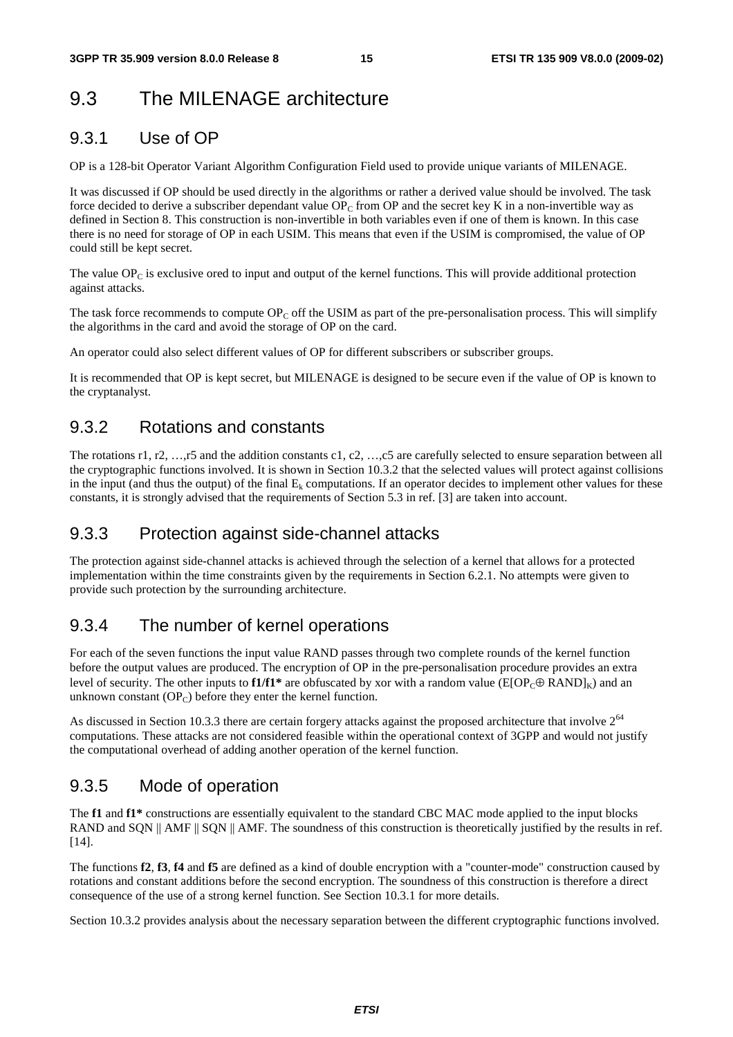## 9.3 The MILENAGE architecture

### 9.3.1 Use of OP

OP is a 128-bit Operator Variant Algorithm Configuration Field used to provide unique variants of MILENAGE.

It was discussed if OP should be used directly in the algorithms or rather a derived value should be involved. The task force decided to derive a subscriber dependant value $OP_C$ from OP and the secret key K in a non-invertible way as defined in Section 8. This construction is non-invertible in both variables even if one of them is known. In this case there is no need for storage of OP in each USIM. This means that even if the USIM is compromised, the value of OP could still be kept secret.

The value $OP_C$ is exclusive ored to input and output of the kernel functions. This will provide additional protection against attacks.

The task force recommends to compute $OP_C$ off the USIM as part of the pre-personalisation process. This will simplify the algorithms in the card and avoid the storage of OP on the card.

An operator could also select different values of OP for different subscribers or subscriber groups.

It is recommended that OP is kept secret, but MILENAGE is designed to be secure even if the value of OP is known to the cryptanalyst.

### 9.3.2 Rotations and constants

The rotations r1, r2, …,r5 and the addition constants c1, c2, …,c5 are carefully selected to ensure separation between all the cryptographic functions involved. It is shown in Section 10.3.2 that the selected values will protect against collisions in the input (and thus the output) of the final $E_k$ computations. If an operator decides to implement other values for these constants, it is strongly advised that the requirements of Section 5.3 in ref. [3] are taken into account.

### 9.3.3 Protection against side-channel attacks

The protection against side-channel attacks is achieved through the selection of a kernel that allows for a protected implementation within the time constraints given by the requirements in Section 6.2.1. No attempts were given to provide such protection by the surrounding architecture.

### 9.3.4 The number of kernel operations

For each of the seven functions the input value RAND passes through two complete rounds of the kernel function before the output values are produced. The encryption of OP in the pre-personalisation procedure provides an extra level of security. The other inputs to **f1/f1*** are obfuscated by xor with a random value ($E[OP_C \oplus RAND]_K$) and an unknown constant ($OP_C$) before they enter the kernel function.

As discussed in Section 10.3.3 there are certain forgery attacks against the proposed architecture that involve $2^{64}$ computations. These attacks are not considered feasible within the operational context of 3GPP and would not justify the computational overhead of adding another operation of the kernel function.

### 9.3.5 Mode of operation

The **f1** and **f1*** constructions are essentially equivalent to the standard CBC MAC mode applied to the input blocks RAND and SQN || AMF || SQN || AMF. The soundness of this construction is theoretically justified by the results in ref. [14].

The functions **f2**, **f3**, **f4** and **f5** are defined as a kind of double encryption with a "counter-mode" construction caused by rotations and constant additions before the second encryption. The soundness of this construction is therefore a direct consequence of the use of a strong kernel function. See Section 10.3.1 for more details.

Section 10.3.2 provides analysis about the necessary separation between the different cryptographic functions involved.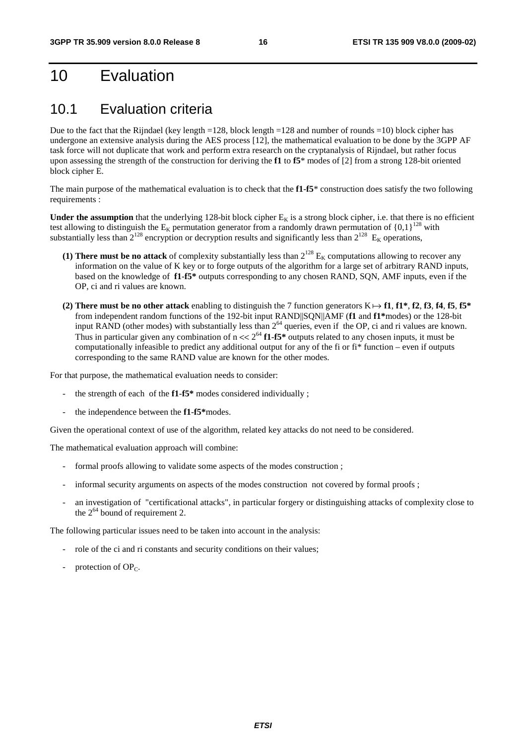# 10 Evaluation

## 10.1 Evaluation criteria

Due to the fact that the Rijndael (key length =128, block length =128 and number of rounds =10) block cipher has undergone an extensive analysis during the AES process [12], the mathematical evaluation to be done by the 3GPP AF task force will not duplicate that work and perform extra research on the cryptanalysis of Rijndael, but rather focus upon assessing the strength of the construction for deriving the **f1** to **f5**\* modes of [2] from a strong 128-bit oriented block cipher E.

The main purpose of the mathematical evaluation is to check that the **f1**-**f5**\* construction does satisfy the two following requirements :

**Under the assumption** that the underlying 128-bit block cipher $E_K$ is a strong block cipher, i.e. that there is no efficient test allowing to distinguish the $E_K$ permutation generator from a randomly drawn permutation of $\{0,1\}^{128}$ with substantially less than $2^{128}$ encryption or decryption results and significantly less than $2^{128}$ $E_K$ operations,

**(1) There must be no attack** of complexity substantially less than $2^{128}$ $E_K$ computations allowing to recover any information on the value of K key or to forge outputs of the algorithm for a large set of arbitrary RAND inputs, based on the knowledge of **f1**-**f5\*** outputs corresponding to any chosen RAND, SQN, AMF inputs, even if the OP, ci and ri values are known.

**(2) There must be no other attack** enabling to distinguish the 7 function generators $K \mapsto$ **f1**, **f1\***, **f2**, **f3**, **f4**, **f5**, **f5\*** from independent random functions of the 192-bit input RAND||SQN||AMF (**f1** and **f1\***modes) or the 128-bit input RAND (other modes) with substantially less than $2^{64}$ queries, even if the OP, ci and ri values are known. Thus in particular given any combination of $n << 2^{64}$ **f1**-**f5\*** outputs related to any chosen inputs, it must be computationally infeasible to predict any additional output for any of the fi or fi\* function – even if outputs corresponding to the same RAND value are known for the other modes.

For that purpose, the mathematical evaluation needs to consider:

- the strength of each of the **f1**-**f5\*** modes considered individually ;
- the independence between the **f1**-**f5\***modes.

Given the operational context of use of the algorithm, related key attacks do not need to be considered.

The mathematical evaluation approach will combine:

- formal proofs allowing to validate some aspects of the modes construction ;
- informal security arguments on aspects of the modes construction not covered by formal proofs ;
- an investigation of "certificational attacks", in particular forgery or distinguishing attacks of complexity close to the $2^{64}$ bound of requirement 2.

The following particular issues need to be taken into account in the analysis:

- role of the ci and ri constants and security conditions on their values;
- protection of $OP_C$.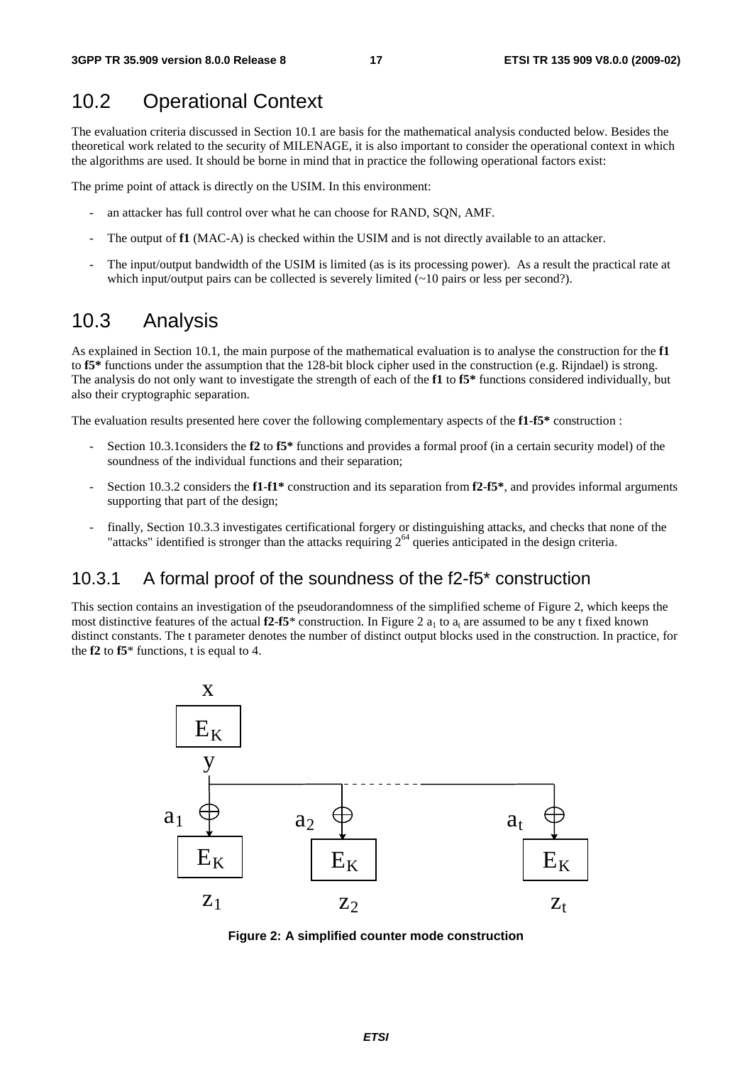## 10.2 Operational Context

The evaluation criteria discussed in Section 10.1 are basis for the mathematical analysis conducted below. Besides the theoretical work related to the security of MILENAGE, it is also important to consider the operational context in which the algorithms are used. It should be borne in mind that in practice the following operational factors exist:

The prime point of attack is directly on the USIM. In this environment:

- an attacker has full control over what he can choose for RAND, SQN, AMF.
- The output of **f1** (MAC-A) is checked within the USIM and is not directly available to an attacker.
- The input/output bandwidth of the USIM is limited (as is its processing power). As a result the practical rate at which input/output pairs can be collected is severely limited (~10 pairs or less per second?).

## 10.3 Analysis

As explained in Section 10.1, the main purpose of the mathematical evaluation is to analyse the construction for the **f1** to **f5*** functions under the assumption that the 128-bit block cipher used in the construction (e.g. Rijndael) is strong. The analysis do not only want to investigate the strength of each of the **f1** to **f5*** functions considered individually, but also their cryptographic separation.

The evaluation results presented here cover the following complementary aspects of the **f1**-**f5*** construction :

- Section 10.3.1considers the **f2** to **f5*** functions and provides a formal proof (in a certain security model) of the soundness of the individual functions and their separation;
- Section 10.3.2 considers the **f1**-**f1*** construction and its separation from **f2**-**f5***, and provides informal arguments supporting that part of the design;
- finally, Section 10.3.3 investigates certificational forgery or distinguishing attacks, and checks that none of the "attacks" identified is stronger than the attacks requiring $2^{64}$ queries anticipated in the design criteria.

### 10.3.1 A formal proof of the soundness of the f2-f5* construction

This section contains an investigation of the pseudorandomness of the simplified scheme of Figure 2, which keeps the most distinctive features of the actual **f2**-**f5*** construction. In Figure 2 $a_1$ to $a_t$ are assumed to be any t fixed known distinct constants. The t parameter denotes the number of distinct output blocks used in the construction. In practice, for the **f2** to **f5*** functions, t is equal to 4.

**Figure 2: A simplified counter mode construction**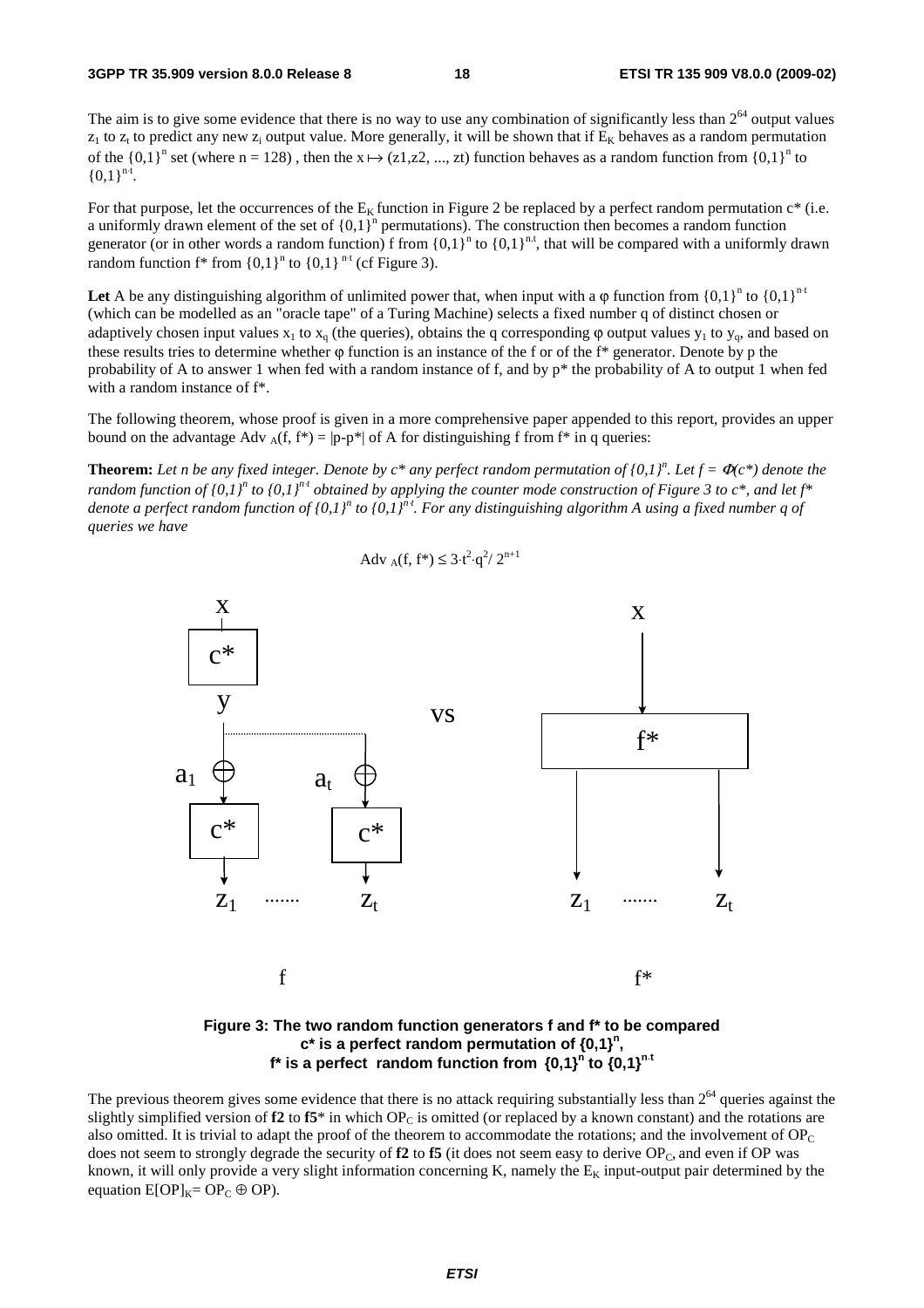The aim is to give some evidence that there is no way to use any combination of significantly less than $2^{64}$ output values $z_1$ to $z_t$ to predict any new $z_i$ output value. More generally, it will be shown that if $E_K$ behaves as a random permutation of the $\{0,1\}^n$ set (where n = 128) , then the $x \mapsto (z1, z2, ..., zt)$ function behaves as a random function from $\{0,1\}^n$ to $\{0,1\}^{n \cdot t}$.

For that purpose, let the occurrences of the $E_K$ function in Figure 2 be replaced by a perfect random permutation c* (i.e. a uniformly drawn element of the set of $\{0,1\}^n$ permutations). The construction then becomes a random function generator (or in other words a random function) f from $\{0,1\}^n$ to $\{0,1\}^{n.t}$, that will be compared with a uniformly drawn random function f* from $\{0,1\}^n$ to $\{0,1\}^{n \cdot t}$ (cf Figure 3).

**Let** A be any distinguishing algorithm of unlimited power that, when input with a φ function from $\{0,1\}^n$ to $\{0,1\}^{n \cdot t}$ (which can be modelled as an "oracle tape" of a Turing Machine) selects a fixed number q of distinct chosen or adaptively chosen input values $x_1$ to $x_q$ (the queries), obtains the q corresponding φ output values $y_1$ to $y_q$, and based on these results tries to determine whether φ function is an instance of the f or of the f* generator. Denote by p the probability of A to answer 1 when fed with a random instance of f, and by p* the probability of A to output 1 when fed with a random instance of f*.

The following theorem, whose proof is given in a more comprehensive paper appended to this report, provides an upper bound on the advantage $\text{Adv}_A(f, f^*) = |p-p^*|$ of A for distinguishing f from f* in q queries:

**Theorem:** *Let n be any fixed integer. Denote by c\* any perfect random permutation of $\{0,1\}^n$. Let $f = \Phi(c^*)$ denote the random function of $\{0,1\}^n$ to $\{0,1\}^{n \cdot t}$ obtained by applying the counter mode construction of Figure 3 to c\*, and let f\* denote a perfect random function of $\{0,1\}^n$ to $\{0,1\}^{n \cdot t}$. For any distinguishing algorithm A using a fixed number q of queries we have*

$$\text{Adv}_A(f, f^*) \leq 3 \cdot t^2 \cdot q^2 / 2^{n+1}$$

**Figure 3: The two random function generators f and f\* to be compared**
**c\* is a perfect random permutation of $\{0,1\}^n$,**
**f\* is a perfect random function from $\{0,1\}^n$ to $\{0,1\}^{n \cdot t}$**

The previous theorem gives some evidence that there is no attack requiring substantially less than $2^{64}$ queries against the slightly simplified version of **f2** to **f5**\* in which $OP_C$ is omitted (or replaced by a known constant) and the rotations are also omitted. It is trivial to adapt the proof of the theorem to accommodate the rotations; and the involvement of $OP_C$ does not seem to strongly degrade the security of **f2** to **f5** (it does not seem easy to derive $OP_C$, and even if OP was known, it will only provide a very slight information concerning K, namely the $E_K$ input-output pair determined by the equation $E[OP]_K = OP_C \oplus OP$).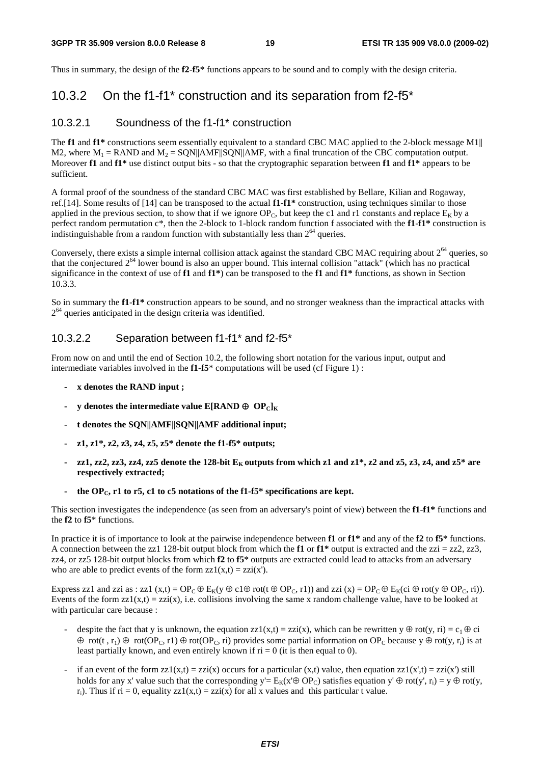Thus in summary, the design of the **f2**-**f5**\* functions appears to be sound and to comply with the design criteria.

## 10.3.2 On the f1-f1* construction and its separation from f2-f5*

### 10.3.2.1 Soundness of the f1-f1* construction

The **f1** and **f1\*** constructions seem essentially equivalent to a standard CBC MAC applied to the 2-block message M1|| M2, where $M_1$ = RAND and $M_2$ = SQN||AMF||SQN||AMF, with a final truncation of the CBC computation output. Moreover **f1** and **f1\*** use distinct output bits - so that the cryptographic separation between **f1** and **f1\*** appears to be sufficient.

A formal proof of the soundness of the standard CBC MAC was first established by Bellare, Kilian and Rogaway, ref.[14]. Some results of [14] can be transposed to the actual **f1**-**f1\*** construction, using techniques similar to those applied in the previous section, to show that if we ignore $OP_C$, but keep the c1 and r1 constants and replace $E_K$ by a perfect random permutation c\*, then the 2-block to 1-block random function f associated with the **f1**-**f1\*** construction is indistinguishable from a random function with substantially less than $2^{64}$ queries.

Conversely, there exists a simple internal collision attack against the standard CBC MAC requiring about $2^{64}$ queries, so that the conjectured $2^{64}$ lower bound is also an upper bound. This internal collision "attack" (which has no practical significance in the context of use of **f1** and **f1\***) can be transposed to the **f1** and **f1\*** functions, as shown in Section 10.3.3.

So in summary the **f1**-**f1\*** construction appears to be sound, and no stronger weakness than the impractical attacks with $2^{64}$ queries anticipated in the design criteria was identified.

### 10.3.2.2 Separation between f1-f1* and f2-f5*

From now on and until the end of Section 10.2, the following short notation for the various input, output and intermediate variables involved in the **f1**-**f5**\* computations will be used (cf Figure 1) :

- **x denotes the RAND input ;**
- **y denotes the intermediate value $E[RAND \oplus OP_C]_K$**
- **t denotes the SQN||AMF||SQN||AMF additional input;**
- **z1, z1\*, z2, z3, z4, z5, z5\* denote the f1-f5\* outputs;**
- **zz1, zz2, zz3, zz4, zz5 denote the 128-bit $E_K$ outputs from which z1 and z1\*, z2 and z5, z3, z4, and z5\* are respectively extracted;**
- **the $OP_C$, r1 to r5, c1 to c5 notations of the f1-f5\* specifications are kept.**

This section investigates the independence (as seen from an adversary's point of view) between the **f1**-**f1\*** functions and the **f2** to **f5**\* functions.

In practice it is of importance to look at the pairwise independence between **f1** or **f1\*** and any of the **f2** to **f5**\* functions. A connection between the zz1 128-bit output block from which the **f1** or **f1\*** output is extracted and the zzi = zz2, zz3, zz4, or zz5 128-bit output blocks from which **f2** to **f5**\* outputs are extracted could lead to attacks from an adversary who are able to predict events of the form $zz1(x,t) = zzi(x')$.

Express zz1 and zzi as : $zz1(x,t) = OP_C \oplus E_K(y \oplus c1 \oplus rot(t \oplus OP_C, r1))$ and $zzi(x) = OP_C \oplus E_K(ci \oplus rot(y \oplus OP_C, ri))$. Events of the form $zz1(x,t) = zzi(x)$, i.e. collisions involving the same x random challenge value, have to be looked at with particular care because :

- despite the fact that y is unknown, the equation $zz1(x,t) = zzi(x)$, which can be rewritten $y \oplus rot(y, ri) = c_1 \oplus ci \oplus rot(t, r_1) \oplus rot(OP_C, r1) \oplus rot(OP_C, ri)$ provides some partial information on $OP_C$ because $y \oplus rot(y, r_i)$ is at least partially known, and even entirely known if ri = 0 (it is then equal to 0).
- if an event of the form $zz1(x,t) = zzi(x)$ occurs for a particular (x,t) value, then equation $zz1(x',t) = zzi(x')$ still holds for any x' value such that the corresponding $y' = E_K(x' \oplus OP_C)$ satisfies equation $y' \oplus rot(y', r_i) = y \oplus rot(y, r_i)$. Thus if ri = 0, equality $zz1(x,t) = zzi(x)$ for all x values and this particular t value.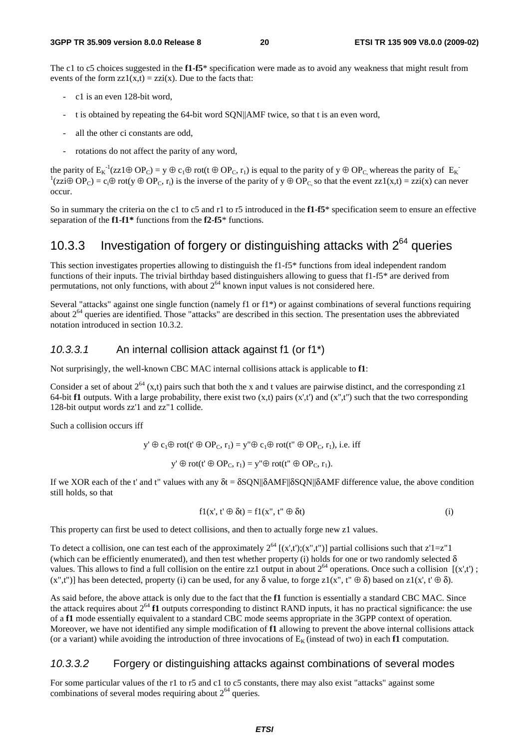The c1 to c5 choices suggested in the **f1**-**f5*** specification were made as to avoid any weakness that might result from events of the form $zz1(x,t) = zzi(x)$. Due to the facts that:

- c1 is an even 128-bit word,
- t is obtained by repeating the 64-bit word SQN||AMF twice, so that t is an even word,
- all the other ci constants are odd,
- rotations do not affect the parity of any word,

the parity of $E_K^{-1}(zz1 \oplus OP_C) = y \oplus c_1 \oplus rot(t \oplus OP_C, r_1)$ is equal to the parity of $y \oplus OP_C$ whereas the parity of $E_K^{-1}(zzi \oplus OP_C) = c_i \oplus rot(y \oplus OP_C, r_i)$ is the inverse of the parity of $y \oplus OP_C$ so that the event $zz1(x,t) = zzi(x)$ can never occur.

So in summary the criteria on the c1 to c5 and r1 to r5 introduced in the **f1**-**f5*** specification seem to ensure an effective separation of the **f1**-**f1*** functions from the **f2**-**f5*** functions.

## 10.3.3 Investigation of forgery or distinguishing attacks with $2^{64}$ queries

This section investigates properties allowing to distinguish the f1-f5* functions from ideal independent random functions of their inputs. The trivial birthday based distinguishers allowing to guess that f1-f5* are derived from permutations, not only functions, with about $2^{64}$ known input values is not considered here.

Several "attacks" against one single function (namely f1 or f1*) or against combinations of several functions requiring about $2^{64}$ queries are identified. Those "attacks" are described in this section. The presentation uses the abbreviated notation introduced in section 10.3.2.

### *10.3.3.1* An internal collision attack against f1 (or f1*)

Not surprisingly, the well-known CBC MAC internal collisions attack is applicable to **f1**:

Consider a set of about $2^{64}$ (x,t) pairs such that both the x and t values are pairwise distinct, and the corresponding z1 64-bit **f1** outputs. With a large probability, there exist two (x,t) pairs (x',t') and (x",t") such that the two corresponding 128-bit output words zz'1 and zz"1 collide.

Such a collision occurs iff

$$y' \oplus c_1 \oplus rot(t' \oplus OP_C, r_1) = y'' \oplus c_1 \oplus rot(t'' \oplus OP_C, r_1), \text{ i.e. iff}$$

$$y' \oplus rot(t' \oplus OP_C, r_1) = y'' \oplus rot(t'' \oplus OP_C, r_1).$$

If we XOR each of the t' and t" values with any $\delta t = \delta SQN \| \delta AMF \| \delta SQN \| \delta AMF$ difference value, the above condition still holds, so that

$$f1(x', t' \oplus \delta t) = f1(x'', t'' \oplus \delta t) \qquad \text{(i)}$$

This property can first be used to detect collisions, and then to actually forge new z1 values.

To detect a collision, one can test each of the approximately $2^{64}$ [(x',t');(x",t")] partial collisions such that z'1=z"1 (which can be efficiently enumerated), and then test whether property (i) holds for one or two randomly selected $\delta$ values. This allows to find a full collision on the entire zz1 output in about $2^{64}$ operations. Once such a collision [(x',t') ; (x",t")] has been detected, property (i) can be used, for any $\delta$ value, to forge $z1(x'', t'' \oplus \delta)$ based on $z1(x', t' \oplus \delta)$.

As said before, the above attack is only due to the fact that the **f1** function is essentially a standard CBC MAC. Since the attack requires about $2^{64}$ **f1** outputs corresponding to distinct RAND inputs, it has no practical significance: the use of a **f1** mode essentially equivalent to a standard CBC mode seems appropriate in the 3GPP context of operation. Moreover, we have not identified any simple modification of **f1** allowing to prevent the above internal collisions attack (or a variant) while avoiding the introduction of three invocations of $E_K$ (instead of two) in each **f1** computation.

### *10.3.3.2* Forgery or distinguishing attacks against combinations of several modes

For some particular values of the r1 to r5 and c1 to c5 constants, there may also exist "attacks" against some combinations of several modes requiring about $2^{64}$ queries.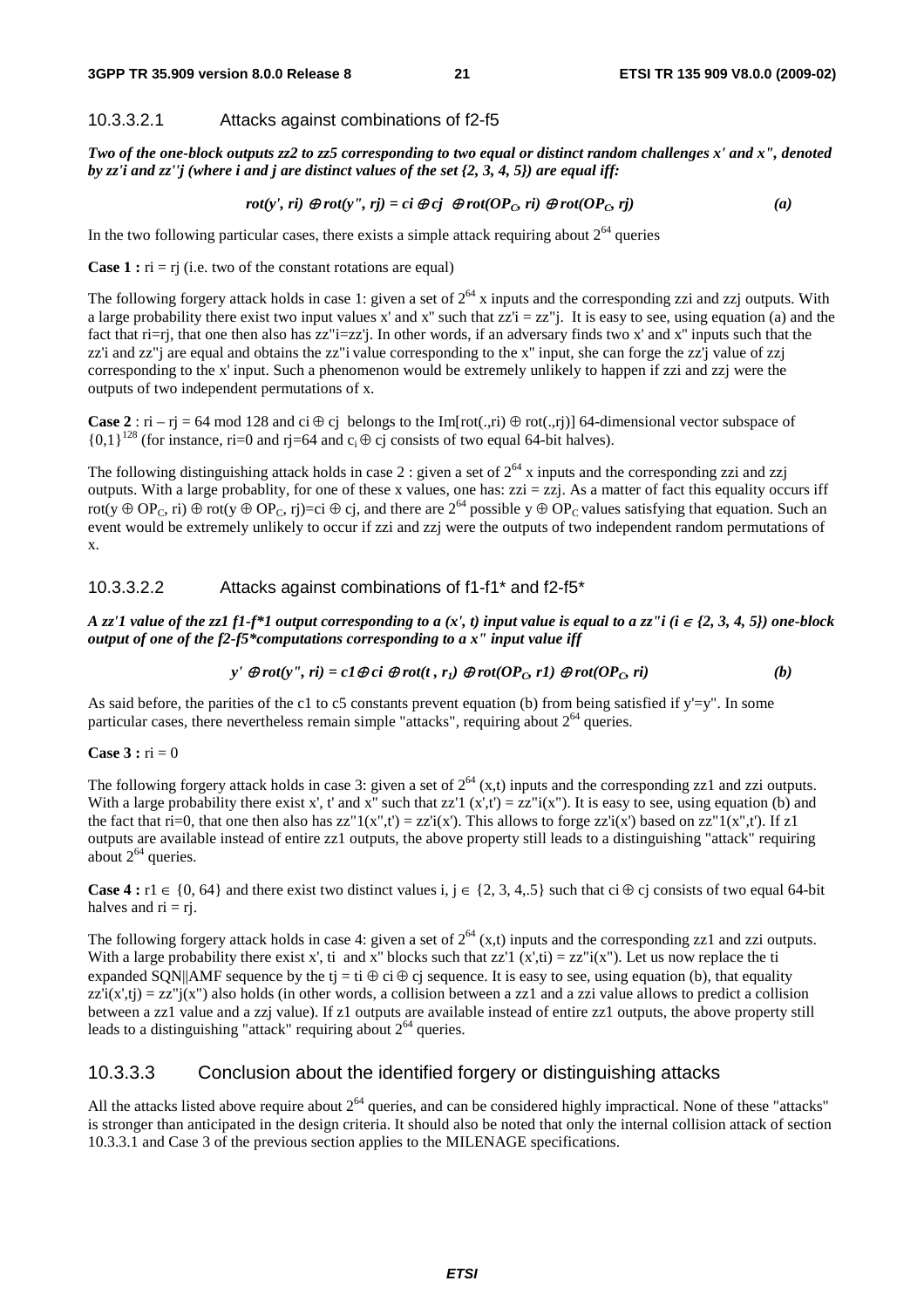#### 10.3.3.2.1 Attacks against combinations of f2-f5

***Two of the one-block outputs zz2 to zz5 corresponding to two equal or distinct random challenges x' and x", denoted by zz'i and zz''j (where i and j are distinct values of the set {2, 3, 4, 5}) are equal iff:***

$$rot(y', ri) \oplus rot(y'', rj) = ci \oplus cj \oplus rot(OP_C, ri) \oplus rot(OP_C, rj) \qquad (a)$$

In the two following particular cases, there exists a simple attack requiring about $2^{64}$ queries

**Case 1 :** ri = rj (i.e. two of the constant rotations are equal)

The following forgery attack holds in case 1: given a set of $2^{64}$ x inputs and the corresponding zzi and zzj outputs. With a large probability there exist two input values x' and x" such that zz'i = zz"j. It is easy to see, using equation (a) and the fact that ri=rj, that one then also has zz"i=zz'j. In other words, if an adversary finds two x' and x" inputs such that the zz'i and zz"j are equal and obtains the zz"i value corresponding to the x" input, she can forge the zz'j value of zzj corresponding to the x' input. Such a phenomenon would be extremely unlikely to happen if zzi and zzj were the outputs of two independent permutations of x.

**Case 2** : ri – rj = 64 mod 128 and ci $\oplus$ cj belongs to the Im[rot(.,ri) $\oplus$ rot(.,rj)] 64-dimensional vector subspace of $\{0,1\}^{128}$ (for instance, ri=0 and rj=64 and $c_i \oplus$ cj consists of two equal 64-bit halves).

The following distinguishing attack holds in case 2 : given a set of $2^{64}$ x inputs and the corresponding zzi and zzj outputs. With a large probablity, for one of these x values, one has: zzi = zzj. As a matter of fact this equality occurs iff rot(y $\oplus$ $OP_C$, ri) $\oplus$ rot(y $\oplus$ $OP_C$, rj)=ci $\oplus$ cj, and there are $2^{64}$ possible y $\oplus$ $OP_C$ values satisfying that equation. Such an event would be extremely unlikely to occur if zzi and zzj were the outputs of two independent random permutations of x.

#### 10.3.3.2.2 Attacks against combinations of f1-f1* and f2-f5*

***A zz'1 value of the zz1 f1-f*1 output corresponding to a (x', t) input value is equal to a zz"i (i $\in$ {2, 3, 4, 5}) one-block output of one of the f2-f5*computations corresponding to a x" input value iff***

$$y' \oplus rot(y'', ri) = c1 \oplus ci \oplus rot(t , r_1) \oplus rot(OP_C, r1) \oplus rot(OP_C, ri) \qquad (b)$$

As said before, the parities of the c1 to c5 constants prevent equation (b) from being satisfied if y'=y". In some particular cases, there nevertheless remain simple "attacks", requiring about $2^{64}$ queries.

**Case 3 :** ri = 0

The following forgery attack holds in case 3: given a set of $2^{64}$ (x,t) inputs and the corresponding zz1 and zzi outputs. With a large probability there exist x', t' and x" such that zz'1 (x',t') = zz"i(x"). It is easy to see, using equation (b) and the fact that ri=0, that one then also has zz"1(x",t') = zz'i(x'). This allows to forge zz'i(x') based on zz"1(x",t'). If z1 outputs are available instead of entire zz1 outputs, the above property still leads to a distinguishing "attack" requiring about $2^{64}$ queries.

**Case 4 :** r1 $\in$ {0, 64} and there exist two distinct values i, j $\in$ {2, 3, 4,.5} such that ci $\oplus$ cj consists of two equal 64-bit halves and ri = rj.

The following forgery attack holds in case 4: given a set of $2^{64}$ (x,t) inputs and the corresponding zz1 and zzi outputs. With a large probability there exist x', ti and x" blocks such that zz'1 (x',ti) = zz"i(x"). Let us now replace the ti expanded SQN||AMF sequence by the tj = ti $\oplus$ ci $\oplus$ cj sequence. It is easy to see, using equation (b), that equality zz'i(x',tj) = zz"j(x") also holds (in other words, a collision between a zz1 and a zzi value allows to predict a collision between a zz1 value and a zzj value). If z1 outputs are available instead of entire zz1 outputs, the above property still leads to a distinguishing "attack" requiring about $2^{64}$ queries.

### 10.3.3.3 Conclusion about the identified forgery or distinguishing attacks

All the attacks listed above require about $2^{64}$ queries, and can be considered highly impractical. None of these "attacks" is stronger than anticipated in the design criteria. It should also be noted that only the internal collision attack of section 10.3.3.1 and Case 3 of the previous section applies to the MILENAGE specifications.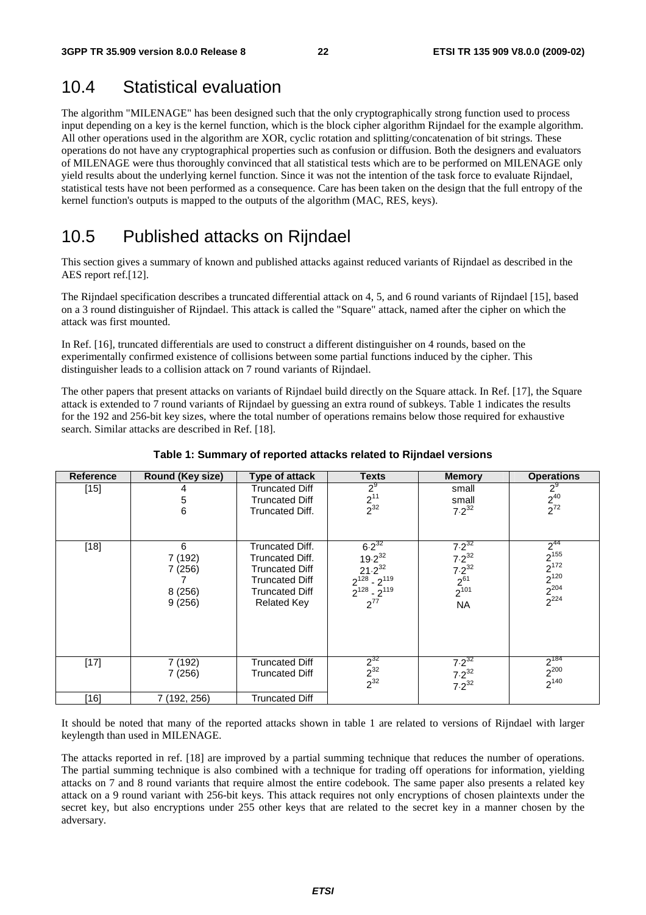## 10.4 Statistical evaluation

The algorithm "MILENAGE" has been designed such that the only cryptographically strong function used to process input depending on a key is the kernel function, which is the block cipher algorithm Rijndael for the example algorithm. All other operations used in the algorithm are XOR, cyclic rotation and splitting/concatenation of bit strings. These operations do not have any cryptographical properties such as confusion or diffusion. Both the designers and evaluators of MILENAGE were thus thoroughly convinced that all statistical tests which are to be performed on MILENAGE only yield results about the underlying kernel function. Since it was not the intention of the task force to evaluate Rijndael, statistical tests have not been performed as a consequence. Care has been taken on the design that the full entropy of the kernel function's outputs is mapped to the outputs of the algorithm (MAC, RES, keys).

## 10.5 Published attacks on Rijndael

This section gives a summary of known and published attacks against reduced variants of Rijndael as described in the AES report ref.[12].

The Rijndael specification describes a truncated differential attack on 4, 5, and 6 round variants of Rijndael [15], based on a 3 round distinguisher of Rijndael. This attack is called the "Square" attack, named after the cipher on which the attack was first mounted.

In Ref. [16], truncated differentials are used to construct a different distinguisher on 4 rounds, based on the experimentally confirmed existence of collisions between some partial functions induced by the cipher. This distinguisher leads to a collision attack on 7 round variants of Rijndael.

The other papers that present attacks on variants of Rijndael build directly on the Square attack. In Ref. [17], the Square attack is extended to 7 round variants of Rijndael by guessing an extra round of subkeys. Table 1 indicates the results for the 192 and 256-bit key sizes, where the total number of operations remains below those required for exhaustive search. Similar attacks are described in Ref. [18].

**Table 1: Summary of reported attacks related to Rijndael versions**

| Reference | Round (Key size) | Type of attack | Texts | Memory | Operations |
|---|---|---|---|---|---|
| [15] | 4<br>5<br>6 | Truncated Diff<br>Truncated Diff<br>Truncated Diff. | $2^9$<br>$2^{11}$<br>$2^{32}$ | small<br>small<br>$7{\cdot}2^{32}$ | $2^9$<br>$2^{40}$<br>$2^{72}$ |
| [18] | 6<br>7 (192)<br>7 (256)<br>7<br>8 (256)<br>9 (256) | Truncated Diff.<br>Truncated Diff.<br>Truncated Diff<br>Truncated Diff<br>Truncated Diff<br>Related Key | $6{\cdot}2^{32}$<br>$19{\cdot}2^{32}$<br>$21{\cdot}2^{32}$<br>$2^{128} - 2^{119}$<br>$2^{128} - 2^{119}$<br>$2^{77}$ | $7{\cdot}2^{32}$<br>$7{\cdot}2^{32}$<br>$7{\cdot}2^{32}$<br>$2^{61}$<br>$2^{101}$<br>NA | $2^{44}$<br>$2^{155}$<br>$2^{172}$<br>$2^{120}$<br>$2^{204}$<br>$2^{224}$ |
| [17] | 7 (192)<br>7 (256) | Truncated Diff<br>Truncated Diff | $2^{32}$<br>$2^{32}$<br>$2^{32}$ | $7{\cdot}2^{32}$<br>$7{\cdot}2^{32}$<br>$7{\cdot}2^{32}$ | $2^{184}$<br>$2^{200}$<br>$2^{140}$ |
| [16] | 7 (192, 256) | Truncated Diff | | | |

It should be noted that many of the reported attacks shown in table 1 are related to versions of Rijndael with larger keylength than used in MILENAGE.

The attacks reported in ref. [18] are improved by a partial summing technique that reduces the number of operations. The partial summing technique is also combined with a technique for trading off operations for information, yielding attacks on 7 and 8 round variants that require almost the entire codebook. The same paper also presents a related key attack on a 9 round variant with 256-bit keys. This attack requires not only encryptions of chosen plaintexts under the secret key, but also encryptions under 255 other keys that are related to the secret key in a manner chosen by the adversary.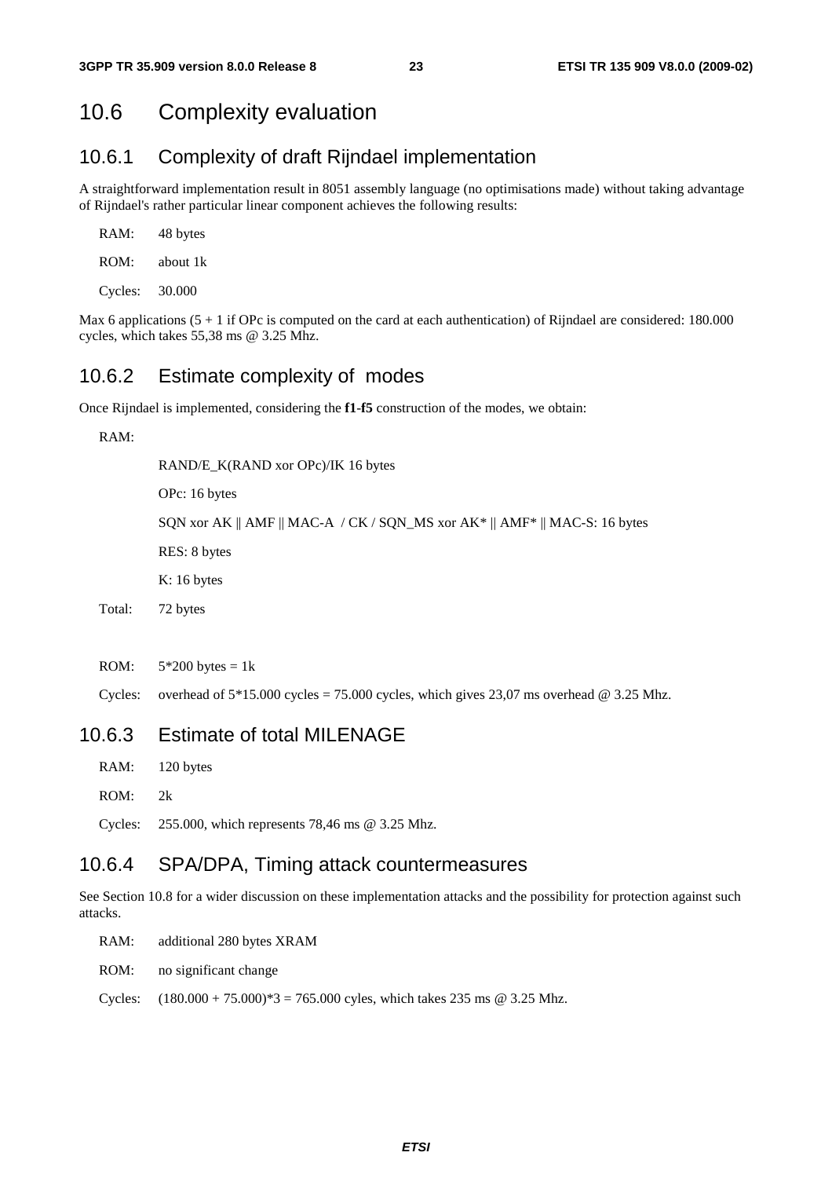## 10.6 Complexity evaluation

### 10.6.1 Complexity of draft Rijndael implementation

A straightforward implementation result in 8051 assembly language (no optimisations made) without taking advantage of Rijndael's rather particular linear component achieves the following results:

RAM: 48 bytes

ROM: about 1k

Cycles: 30.000

Max 6 applications (5 + 1 if OPc is computed on the card at each authentication) of Rijndael are considered: 180.000 cycles, which takes 55,38 ms @ 3.25 Mhz.

### 10.6.2 Estimate complexity of modes

Once Rijndael is implemented, considering the **f1**-**f5** construction of the modes, we obtain:

RAM:

RAND/E_K(RAND xor OPc)/IK 16 bytes

OPc: 16 bytes

SQN xor AK || AMF || MAC-A / CK / SQN_MS xor AK* || AMF* || MAC-S: 16 bytes

RES: 8 bytes

K: 16 bytes

Total: 72 bytes

ROM: 5*200 bytes = 1k

Cycles: overhead of 5*15.000 cycles = 75.000 cycles, which gives 23,07 ms overhead @ 3.25 Mhz.

### 10.6.3 Estimate of total MILENAGE

RAM: 120 bytes

ROM: 2k

Cycles: 255.000, which represents 78,46 ms @ 3.25 Mhz.

### 10.6.4 SPA/DPA, Timing attack countermeasures

See Section 10.8 for a wider discussion on these implementation attacks and the possibility for protection against such attacks.

RAM: additional 280 bytes XRAM

ROM: no significant change

Cycles: (180.000 + 75.000)*3 = 765.000 cyles, which takes 235 ms @ 3.25 Mhz.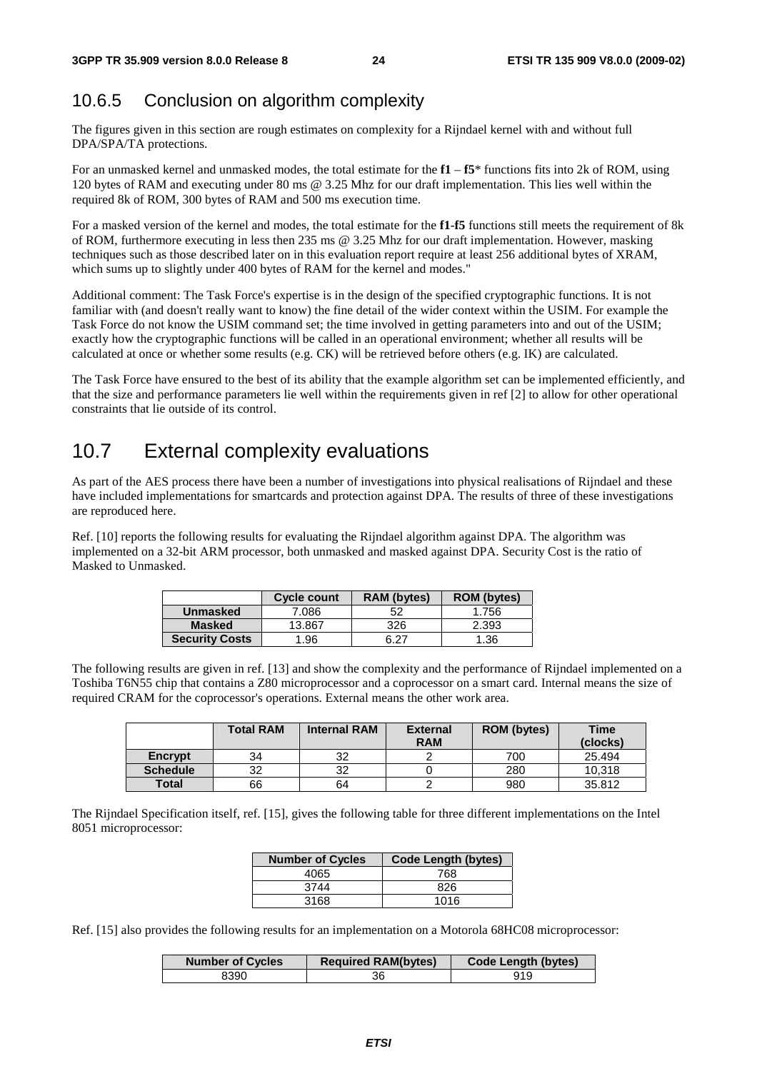### 10.6.5 Conclusion on algorithm complexity

The figures given in this section are rough estimates on complexity for a Rijndael kernel with and without full DPA/SPA/TA protections.

For an unmasked kernel and unmasked modes, the total estimate for the **f1** – **f5**\* functions fits into 2k of ROM, using 120 bytes of RAM and executing under 80 ms @ 3.25 Mhz for our draft implementation. This lies well within the required 8k of ROM, 300 bytes of RAM and 500 ms execution time.

For a masked version of the kernel and modes, the total estimate for the **f1**-**f5** functions still meets the requirement of 8k of ROM, furthermore executing in less then 235 ms @ 3.25 Mhz for our draft implementation. However, masking techniques such as those described later on in this evaluation report require at least 256 additional bytes of XRAM, which sums up to slightly under 400 bytes of RAM for the kernel and modes."

Additional comment: The Task Force's expertise is in the design of the specified cryptographic functions. It is not familiar with (and doesn't really want to know) the fine detail of the wider context within the USIM. For example the Task Force do not know the USIM command set; the time involved in getting parameters into and out of the USIM; exactly how the cryptographic functions will be called in an operational environment; whether all results will be calculated at once or whether some results (e.g. CK) will be retrieved before others (e.g. IK) are calculated.

The Task Force have ensured to the best of its ability that the example algorithm set can be implemented efficiently, and that the size and performance parameters lie well within the requirements given in ref [2] to allow for other operational constraints that lie outside of its control.

## 10.7 External complexity evaluations

As part of the AES process there have been a number of investigations into physical realisations of Rijndael and these have included implementations for smartcards and protection against DPA. The results of three of these investigations are reproduced here.

Ref. [10] reports the following results for evaluating the Rijndael algorithm against DPA. The algorithm was implemented on a 32-bit ARM processor, both unmasked and masked against DPA. Security Cost is the ratio of Masked to Unmasked.

| | Cycle count | RAM (bytes) | ROM (bytes) |
|---|---|---|---|
| **Unmasked** | 7.086 | 52 | 1.756 |
| **Masked** | 13.867 | 326 | 2.393 |
| **Security Costs** | 1.96 | 6.27 | 1.36 |

The following results are given in ref. [13] and show the complexity and the performance of Rijndael implemented on a Toshiba T6N55 chip that contains a Z80 microprocessor and a coprocessor on a smart card. Internal means the size of required CRAM for the coprocessor's operations. External means the other work area.

| | Total RAM | Internal RAM | External RAM | ROM (bytes) | Time (clocks) |
|---|---|---|---|---|---|
| **Encrypt** | 34 | 32 | 2 | 700 | 25.494 |
| **Schedule** | 32 | 32 | 0 | 280 | 10,318 |
| **Total** | 66 | 64 | 2 | 980 | 35.812 |

The Rijndael Specification itself, ref. [15], gives the following table for three different implementations on the Intel 8051 microprocessor:

| Number of Cycles | Code Length (bytes) |
|---|---|
| 4065 | 768 |
| 3744 | 826 |
| 3168 | 1016 |

Ref. [15] also provides the following results for an implementation on a Motorola 68HC08 microprocessor:

| Number of Cycles | Required RAM(bytes) | Code Length (bytes) |
|---|---|---|
| 8390 | 36 | 919 |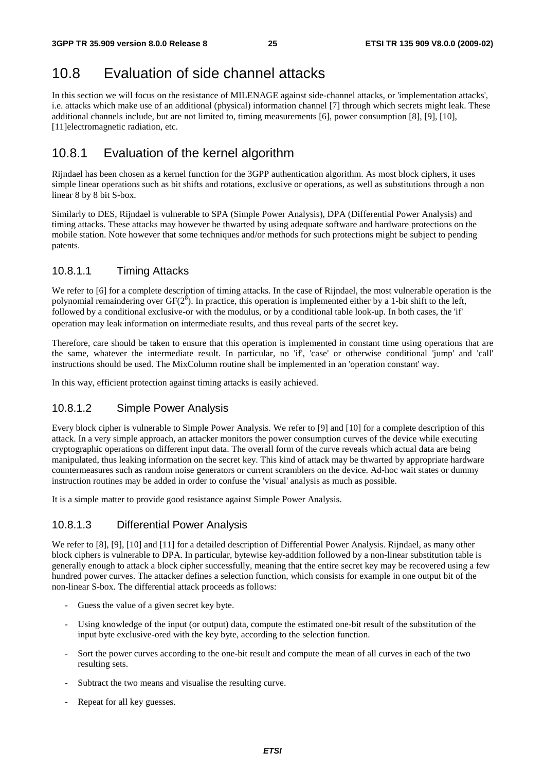# 10.8 Evaluation of side channel attacks

In this section we will focus on the resistance of MILENAGE against side-channel attacks, or 'implementation attacks', i.e. attacks which make use of an additional (physical) information channel [7] through which secrets might leak. These additional channels include, but are not limited to, timing measurements [6], power consumption [8], [9], [10], [11]electromagnetic radiation, etc.

## 10.8.1 Evaluation of the kernel algorithm

Rijndael has been chosen as a kernel function for the 3GPP authentication algorithm. As most block ciphers, it uses simple linear operations such as bit shifts and rotations, exclusive or operations, as well as substitutions through a non linear 8 by 8 bit S-box.

Similarly to DES, Rijndael is vulnerable to SPA (Simple Power Analysis), DPA (Differential Power Analysis) and timing attacks. These attacks may however be thwarted by using adequate software and hardware protections on the mobile station. Note however that some techniques and/or methods for such protections might be subject to pending patents.

### 10.8.1.1 Timing Attacks

We refer to [6] for a complete description of timing attacks. In the case of Rijndael, the most vulnerable operation is the polynomial remaindering over $GF(2^8)$. In practice, this operation is implemented either by a 1-bit shift to the left, followed by a conditional exclusive-or with the modulus, or by a conditional table look-up. In both cases, the 'if' operation may leak information on intermediate results, and thus reveal parts of the secret key.

Therefore, care should be taken to ensure that this operation is implemented in constant time using operations that are the same, whatever the intermediate result. In particular, no 'if', 'case' or otherwise conditional 'jump' and 'call' instructions should be used. The MixColumn routine shall be implemented in an 'operation constant' way.

In this way, efficient protection against timing attacks is easily achieved.

### 10.8.1.2 Simple Power Analysis

Every block cipher is vulnerable to Simple Power Analysis. We refer to [9] and [10] for a complete description of this attack. In a very simple approach, an attacker monitors the power consumption curves of the device while executing cryptographic operations on different input data. The overall form of the curve reveals which actual data are being manipulated, thus leaking information on the secret key. This kind of attack may be thwarted by appropriate hardware countermeasures such as random noise generators or current scramblers on the device. Ad-hoc wait states or dummy instruction routines may be added in order to confuse the 'visual' analysis as much as possible.

It is a simple matter to provide good resistance against Simple Power Analysis.

### 10.8.1.3 Differential Power Analysis

We refer to [8], [9], [10] and [11] for a detailed description of Differential Power Analysis. Rijndael, as many other block ciphers is vulnerable to DPA. In particular, bytewise key-addition followed by a non-linear substitution table is generally enough to attack a block cipher successfully, meaning that the entire secret key may be recovered using a few hundred power curves. The attacker defines a selection function, which consists for example in one output bit of the non-linear S-box. The differential attack proceeds as follows:

- Guess the value of a given secret key byte.
- Using knowledge of the input (or output) data, compute the estimated one-bit result of the substitution of the input byte exclusive-ored with the key byte, according to the selection function.
- Sort the power curves according to the one-bit result and compute the mean of all curves in each of the two resulting sets.
- Subtract the two means and visualise the resulting curve.
- Repeat for all key guesses.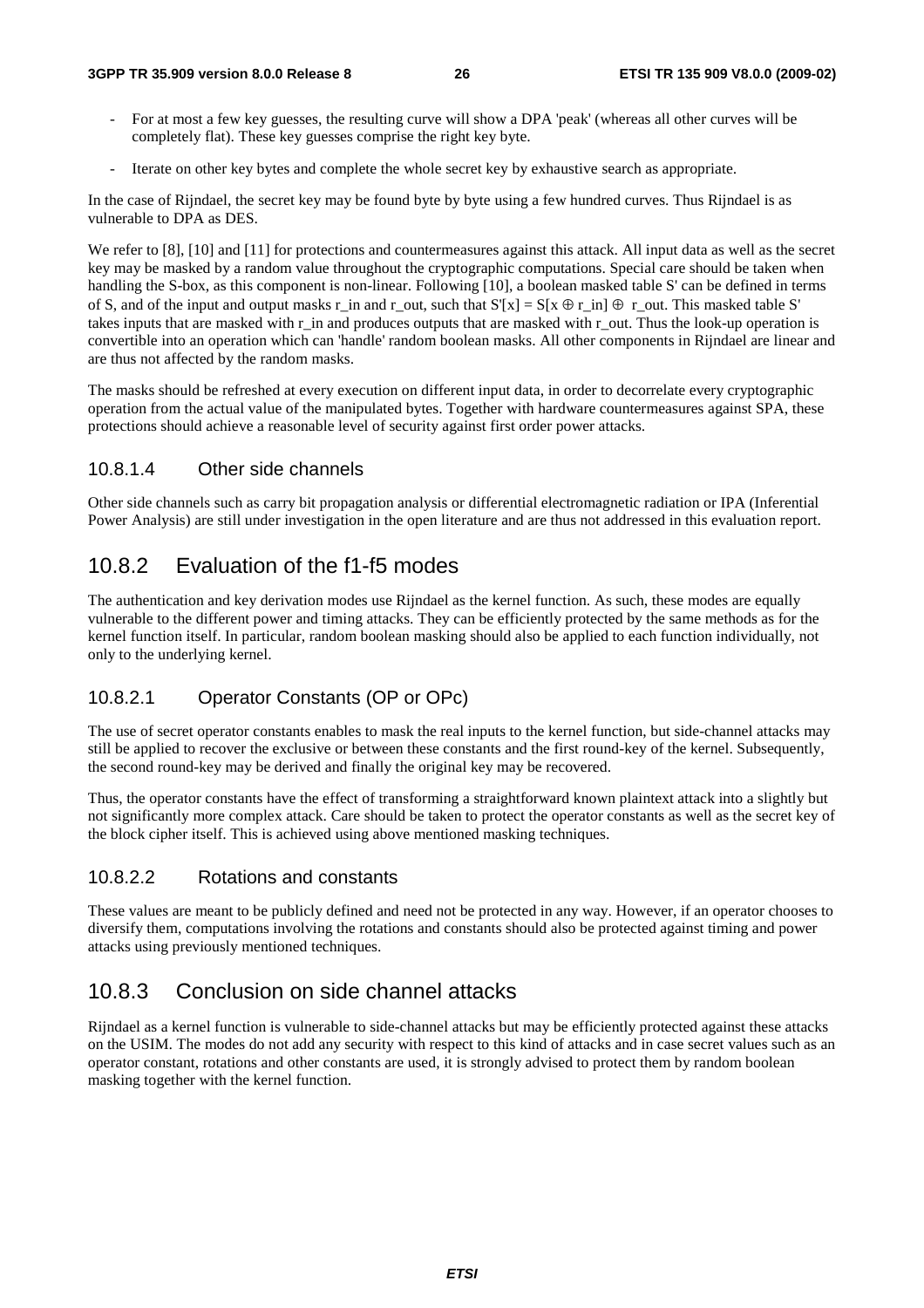- For at most a few key guesses, the resulting curve will show a DPA 'peak' (whereas all other curves will be completely flat). These key guesses comprise the right key byte.
- Iterate on other key bytes and complete the whole secret key by exhaustive search as appropriate.

In the case of Rijndael, the secret key may be found byte by byte using a few hundred curves. Thus Rijndael is as vulnerable to DPA as DES.

We refer to [8], [10] and [11] for protections and countermeasures against this attack. All input data as well as the secret key may be masked by a random value throughout the cryptographic computations. Special care should be taken when handling the S-box, as this component is non-linear. Following [10], a boolean masked table S' can be defined in terms of S, and of the input and output masks $r\_in$ and $r\_out$, such that $S'[x] = S[x \oplus r\_in] \oplus r\_out$. This masked table S' takes inputs that are masked with $r\_in$ and produces outputs that are masked with $r\_out$. Thus the look-up operation is convertible into an operation which can 'handle' random boolean masks. All other components in Rijndael are linear and are thus not affected by the random masks.

The masks should be refreshed at every execution on different input data, in order to decorrelate every cryptographic operation from the actual value of the manipulated bytes. Together with hardware countermeasures against SPA, these protections should achieve a reasonable level of security against first order power attacks.

#### 10.8.1.4 Other side channels

Other side channels such as carry bit propagation analysis or differential electromagnetic radiation or IPA (Inferential Power Analysis) are still under investigation in the open literature and are thus not addressed in this evaluation report.

### 10.8.2 Evaluation of the f1-f5 modes

The authentication and key derivation modes use Rijndael as the kernel function. As such, these modes are equally vulnerable to the different power and timing attacks. They can be efficiently protected by the same methods as for the kernel function itself. In particular, random boolean masking should also be applied to each function individually, not only to the underlying kernel.

#### 10.8.2.1 Operator Constants (OP or OPc)

The use of secret operator constants enables to mask the real inputs to the kernel function, but side-channel attacks may still be applied to recover the exclusive or between these constants and the first round-key of the kernel. Subsequently, the second round-key may be derived and finally the original key may be recovered.

Thus, the operator constants have the effect of transforming a straightforward known plaintext attack into a slightly but not significantly more complex attack. Care should be taken to protect the operator constants as well as the secret key of the block cipher itself. This is achieved using above mentioned masking techniques.

#### 10.8.2.2 Rotations and constants

These values are meant to be publicly defined and need not be protected in any way. However, if an operator chooses to diversify them, computations involving the rotations and constants should also be protected against timing and power attacks using previously mentioned techniques.

### 10.8.3 Conclusion on side channel attacks

Rijndael as a kernel function is vulnerable to side-channel attacks but may be efficiently protected against these attacks on the USIM. The modes do not add any security with respect to this kind of attacks and in case secret values such as an operator constant, rotations and other constants are used, it is strongly advised to protect them by random boolean masking together with the kernel function.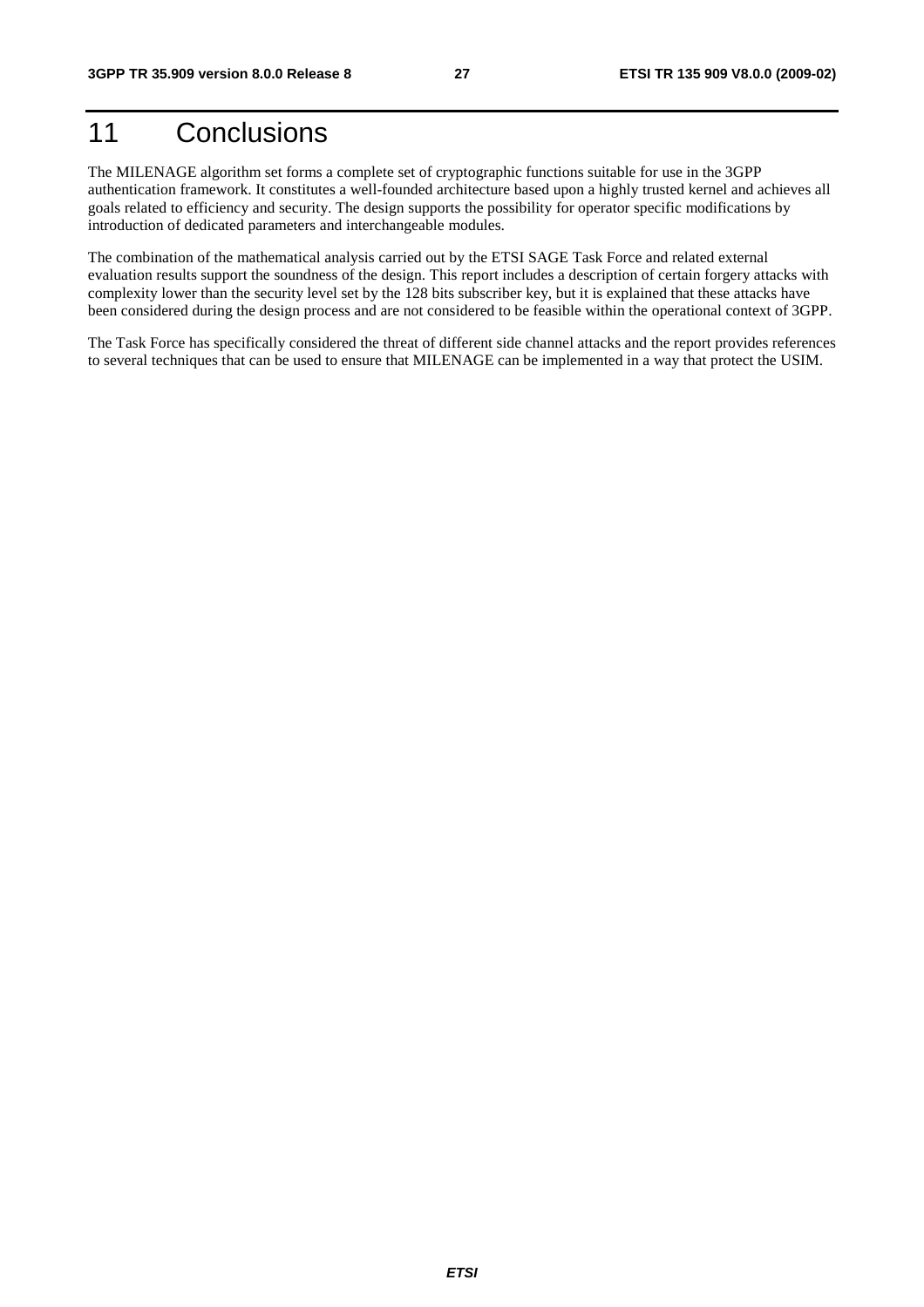# 11 Conclusions

The MILENAGE algorithm set forms a complete set of cryptographic functions suitable for use in the 3GPP authentication framework. It constitutes a well-founded architecture based upon a highly trusted kernel and achieves all goals related to efficiency and security. The design supports the possibility for operator specific modifications by introduction of dedicated parameters and interchangeable modules.

The combination of the mathematical analysis carried out by the ETSI SAGE Task Force and related external evaluation results support the soundness of the design. This report includes a description of certain forgery attacks with complexity lower than the security level set by the 128 bits subscriber key, but it is explained that these attacks have been considered during the design process and are not considered to be feasible within the operational context of 3GPP.

The Task Force has specifically considered the threat of different side channel attacks and the report provides references to several techniques that can be used to ensure that MILENAGE can be implemented in a way that protect the USIM.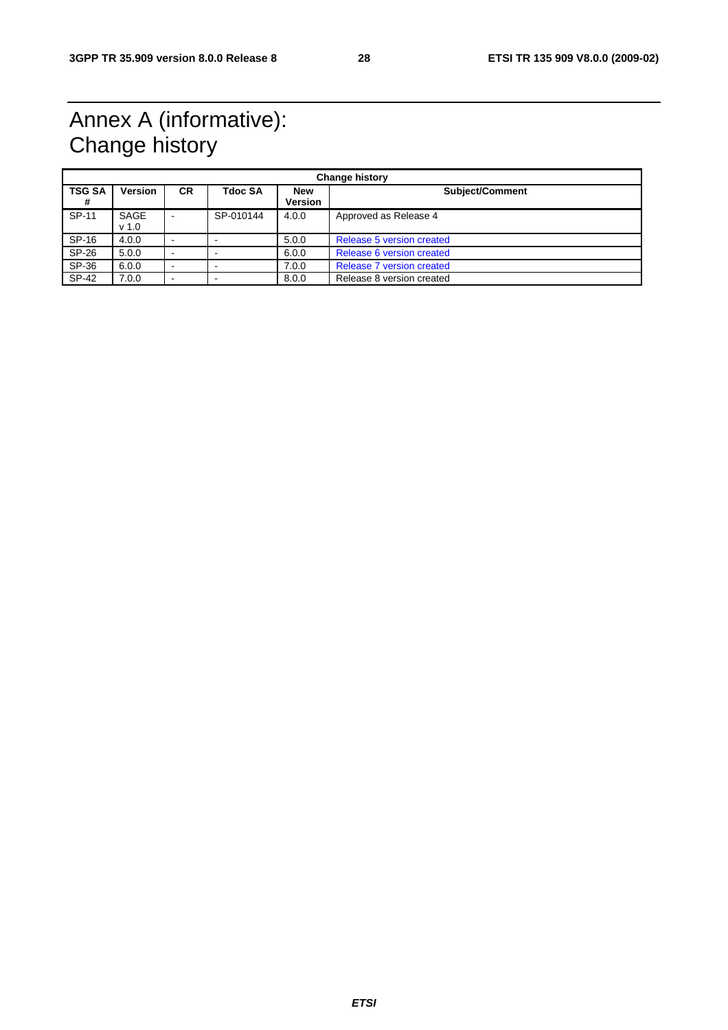# Annex A (informative): Change history

| Change history | | | | | |
|---|---|---|---|---|---|
| **TSG SA #** | **Version** | **CR** | **Tdoc SA** | **New Version** | **Subject/Comment** |
| SP-11 | SAGE v 1.0 | - | SP-010144 | 4.0.0 | Approved as Release 4 |
| SP-16 | 4.0.0 | - | - | 5.0.0 | Release 5 version created |
| SP-26 | 5.0.0 | - | - | 6.0.0 | Release 6 version created |
| SP-36 | 6.0.0 | - | - | 7.0.0 | Release 7 version created |
| SP-42 | 7.0.0 | - | - | 8.0.0 | Release 8 version created |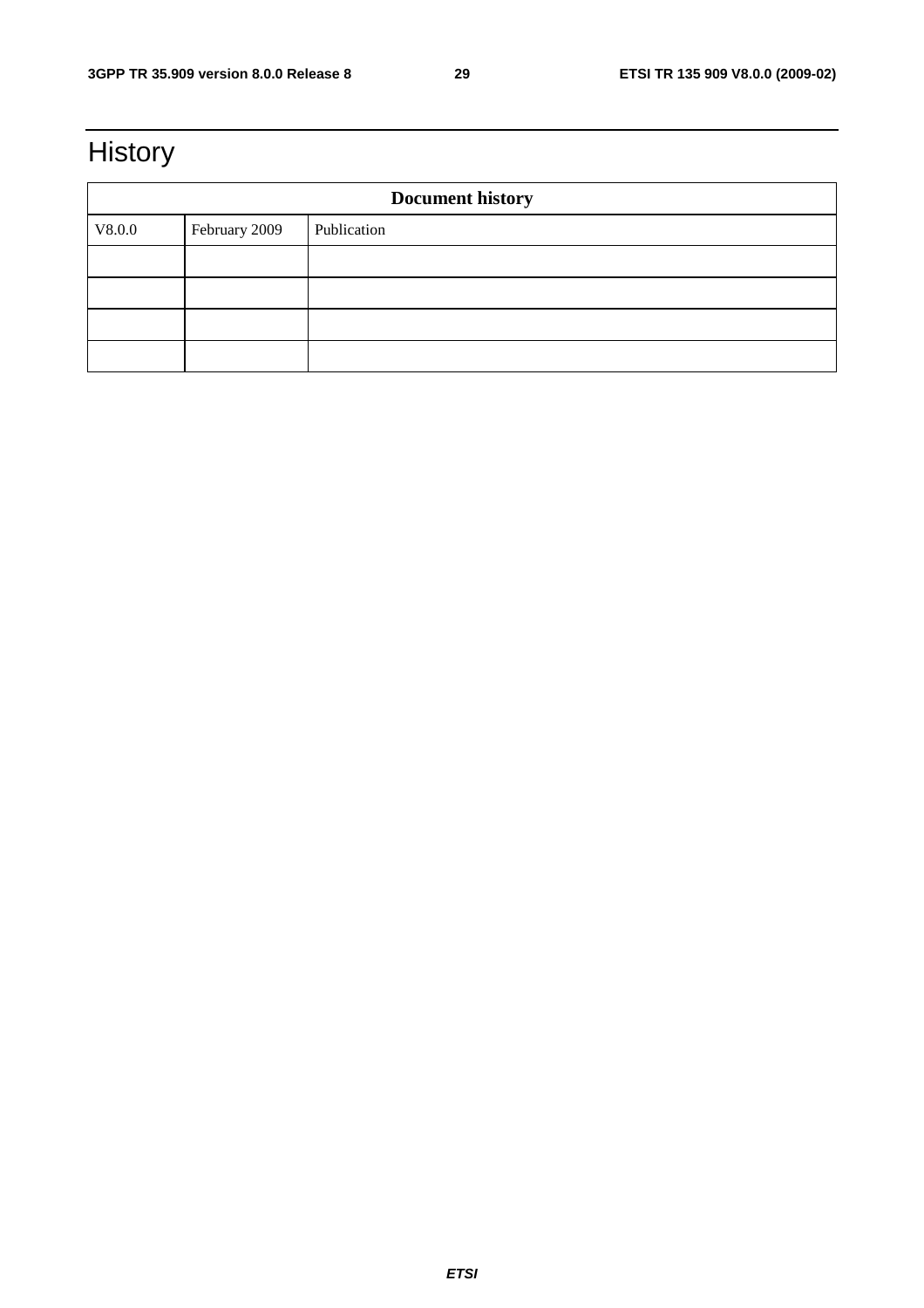# History

| Document history | | |
|---|---|---|
| V8.0.0 | February 2009 | Publication |
| | | |
| | | |
| | | |
| | | |